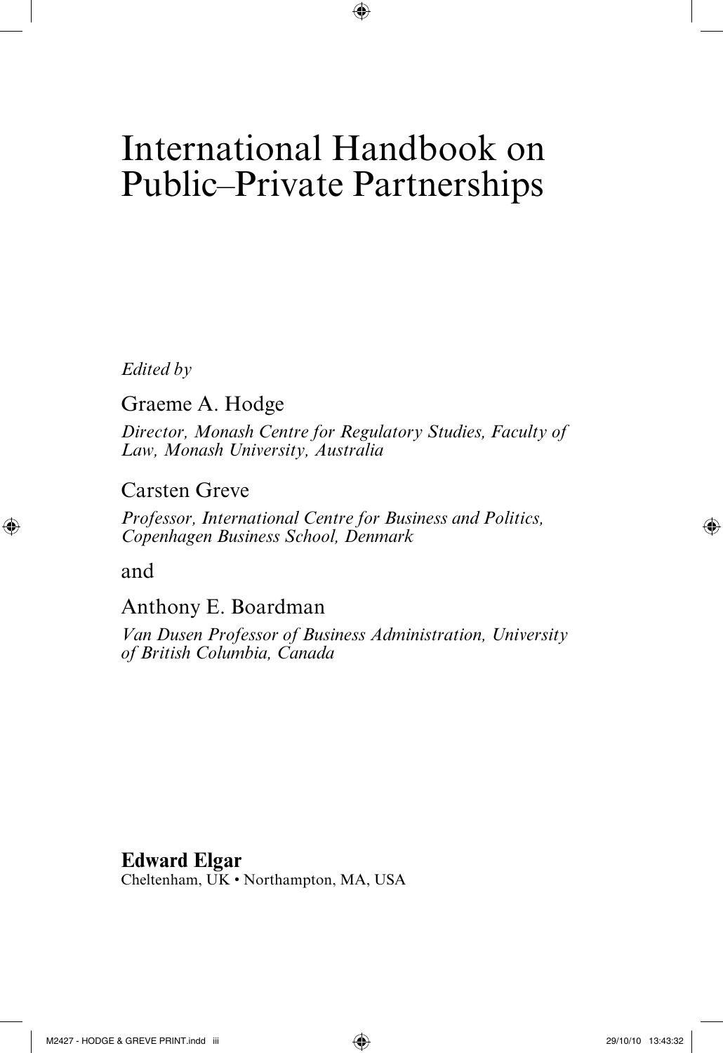# International Handbook on Public–Private Partnerships

*Edited by*

Graeme A. Hodge

*Director, Monash Centre for Regulatory Studies, Faculty of Law, Monash University, Australia*

Carsten Greve

*Professor, International Centre for Business and Politics, Copenhagen Business School, Denmark*

and

Anthony E. Boardman

*Van Dusen Professor of Business Administration, University of British Columbia, Canada*

**Edward Elgar**

Cheltenham, UK • Northampton, MA, USA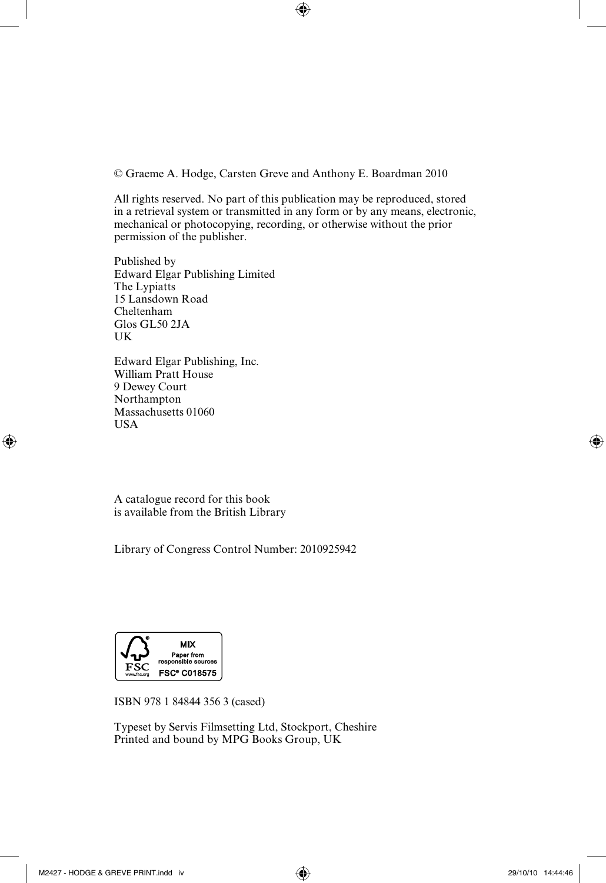© Graeme A. Hodge, Carsten Greve and Anthony E. Boardman 2010

All rights reserved. No part of this publication may be reproduced, stored in a retrieval system or transmitted in any form or by any means, electronic, mechanical or photocopying, recording, or otherwise without the prior permission of the publisher.

Published by
Edward Elgar Publishing Limited
The Lypiatts
15 Lansdown Road
Cheltenham
Glos GL50 2JA
UK

Edward Elgar Publishing, Inc.
William Pratt House
9 Dewey Court
Northampton
Massachusetts 01060
USA

A catalogue record for this book
is available from the British Library

Library of Congress Control Number: 2010925942

MIX
Paper from
responsible sources
FSC® C018575
FSC
www.fsc.org

ISBN 978 1 84844 356 3 (cased)

Typeset by Servis Filmsetting Ltd, Stockport, Cheshire
Printed and bound by MPG Books Group, UK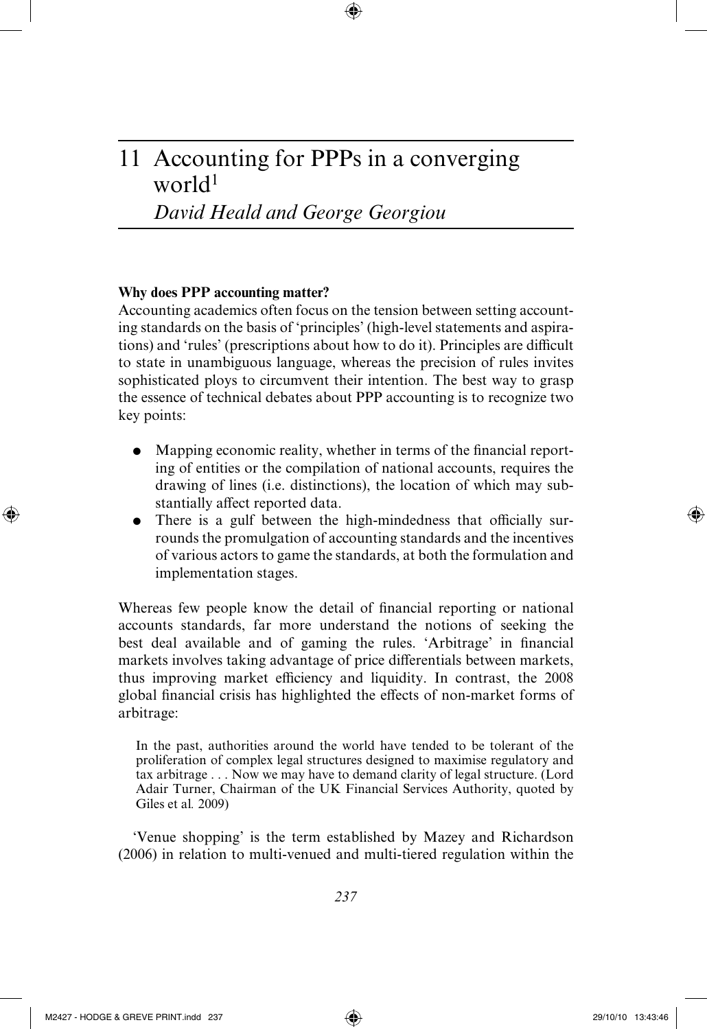# 11 Accounting for PPPs in a converging world[1]

*David Heald and George Georgiou*

**Why does PPP accounting matter?**

Accounting academics often focus on the tension between setting accounting standards on the basis of 'principles' (high-level statements and aspirations) and 'rules' (prescriptions about how to do it). Principles are difficult to state in unambiguous language, whereas the precision of rules invites sophisticated ploys to circumvent their intention. The best way to grasp the essence of technical debates about PPP accounting is to recognize two key points:

- Mapping economic reality, whether in terms of the financial reporting of entities or the compilation of national accounts, requires the drawing of lines (i.e. distinctions), the location of which may substantially affect reported data.
- There is a gulf between the high-mindedness that officially surrounds the promulgation of accounting standards and the incentives of various actors to game the standards, at both the formulation and implementation stages.

Whereas few people know the detail of financial reporting or national accounts standards, far more understand the notions of seeking the best deal available and of gaming the rules. 'Arbitrage' in financial markets involves taking advantage of price differentials between markets, thus improving market efficiency and liquidity. In contrast, the 2008 global financial crisis has highlighted the effects of non-market forms of arbitrage:

> In the past, authorities around the world have tended to be tolerant of the proliferation of complex legal structures designed to maximise regulatory and tax arbitrage . . . Now we may have to demand clarity of legal structure. (Lord Adair Turner, Chairman of the UK Financial Services Authority, quoted by Giles et al. 2009)

'Venue shopping' is the term established by Mazey and Richardson (2006) in relation to multi-venued and multi-tiered regulation within the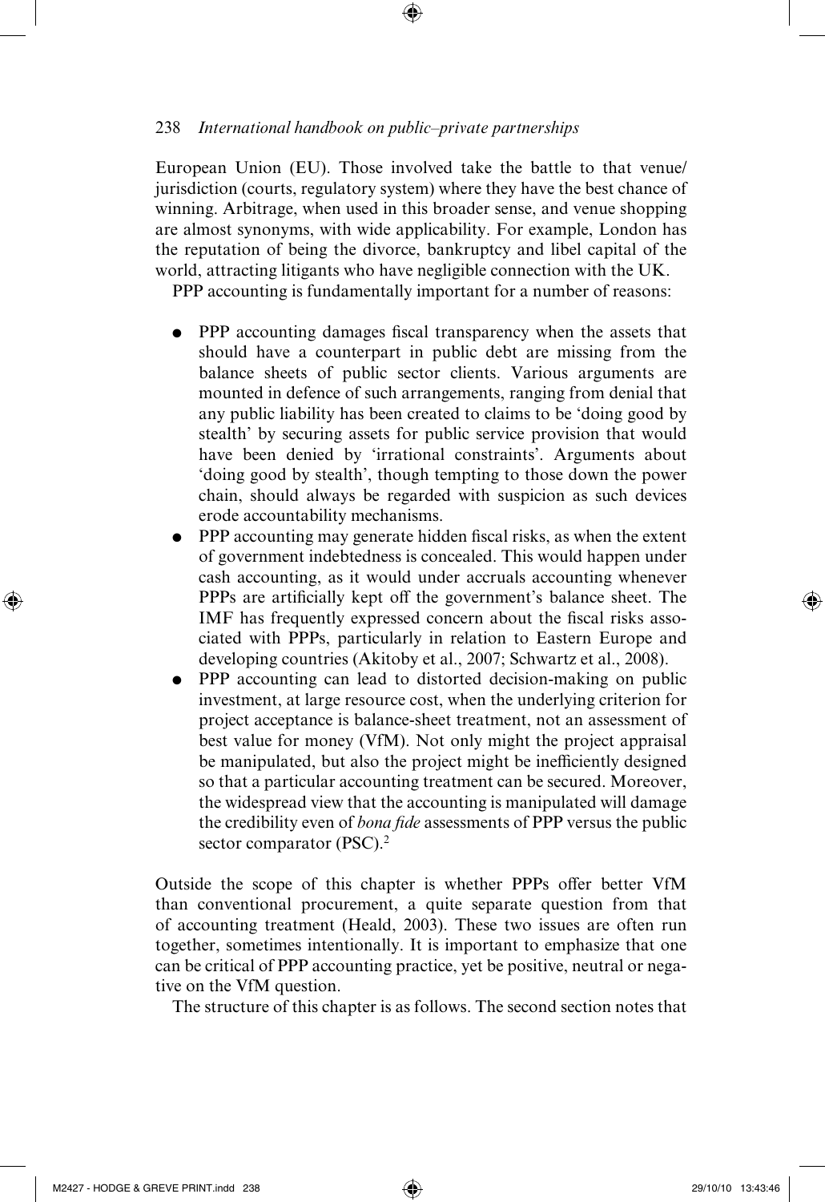European Union (EU). Those involved take the battle to that venue/jurisdiction (courts, regulatory system) where they have the best chance of winning. Arbitrage, when used in this broader sense, and venue shopping are almost synonyms, with wide applicability. For example, London has the reputation of being the divorce, bankruptcy and libel capital of the world, attracting litigants who have negligible connection with the UK.

PPP accounting is fundamentally important for a number of reasons:

- PPP accounting damages fiscal transparency when the assets that should have a counterpart in public debt are missing from the balance sheets of public sector clients. Various arguments are mounted in defence of such arrangements, ranging from denial that any public liability has been created to claims to be 'doing good by stealth' by securing assets for public service provision that would have been denied by 'irrational constraints'. Arguments about 'doing good by stealth', though tempting to those down the power chain, should always be regarded with suspicion as such devices erode accountability mechanisms.
- PPP accounting may generate hidden fiscal risks, as when the extent of government indebtedness is concealed. This would happen under cash accounting, as it would under accruals accounting whenever PPPs are artificially kept off the government's balance sheet. The IMF has frequently expressed concern about the fiscal risks associated with PPPs, particularly in relation to Eastern Europe and developing countries (Akitoby et al., 2007; Schwartz et al., 2008).
- PPP accounting can lead to distorted decision-making on public investment, at large resource cost, when the underlying criterion for project acceptance is balance-sheet treatment, not an assessment of best value for money (VfM). Not only might the project appraisal be manipulated, but also the project might be inefficiently designed so that a particular accounting treatment can be secured. Moreover, the widespread view that the accounting is manipulated will damage the credibility even of *bona fide* assessments of PPP versus the public sector comparator (PSC).[2]

Outside the scope of this chapter is whether PPPs offer better VfM than conventional procurement, a quite separate question from that of accounting treatment (Heald, 2003). These two issues are often run together, sometimes intentionally. It is important to emphasize that one can be critical of PPP accounting practice, yet be positive, neutral or negative on the VfM question.

The structure of this chapter is as follows. The second section notes that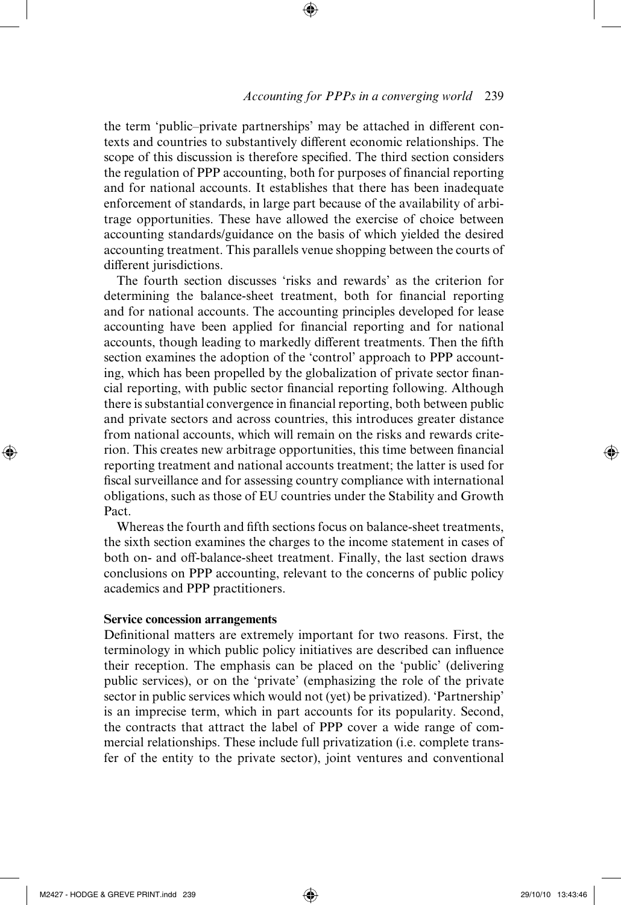the term 'public–private partnerships' may be attached in different contexts and countries to substantively different economic relationships. The scope of this discussion is therefore specified. The third section considers the regulation of PPP accounting, both for purposes of financial reporting and for national accounts. It establishes that there has been inadequate enforcement of standards, in large part because of the availability of arbitrage opportunities. These have allowed the exercise of choice between accounting standards/guidance on the basis of which yielded the desired accounting treatment. This parallels venue shopping between the courts of different jurisdictions.

The fourth section discusses 'risks and rewards' as the criterion for determining the balance-sheet treatment, both for financial reporting and for national accounts. The accounting principles developed for lease accounting have been applied for financial reporting and for national accounts, though leading to markedly different treatments. Then the fifth section examines the adoption of the 'control' approach to PPP accounting, which has been propelled by the globalization of private sector financial reporting, with public sector financial reporting following. Although there is substantial convergence in financial reporting, both between public and private sectors and across countries, this introduces greater distance from national accounts, which will remain on the risks and rewards criterion. This creates new arbitrage opportunities, this time between financial reporting treatment and national accounts treatment; the latter is used for fiscal surveillance and for assessing country compliance with international obligations, such as those of EU countries under the Stability and Growth Pact.

Whereas the fourth and fifth sections focus on balance-sheet treatments, the sixth section examines the charges to the income statement in cases of both on- and off-balance-sheet treatment. Finally, the last section draws conclusions on PPP accounting, relevant to the concerns of public policy academics and PPP practitioners.

## Service concession arrangements

Definitional matters are extremely important for two reasons. First, the terminology in which public policy initiatives are described can influence their reception. The emphasis can be placed on the 'public' (delivering public services), or on the 'private' (emphasizing the role of the private sector in public services which would not (yet) be privatized). 'Partnership' is an imprecise term, which in part accounts for its popularity. Second, the contracts that attract the label of PPP cover a wide range of commercial relationships. These include full privatization (i.e. complete transfer of the entity to the private sector), joint ventures and conventional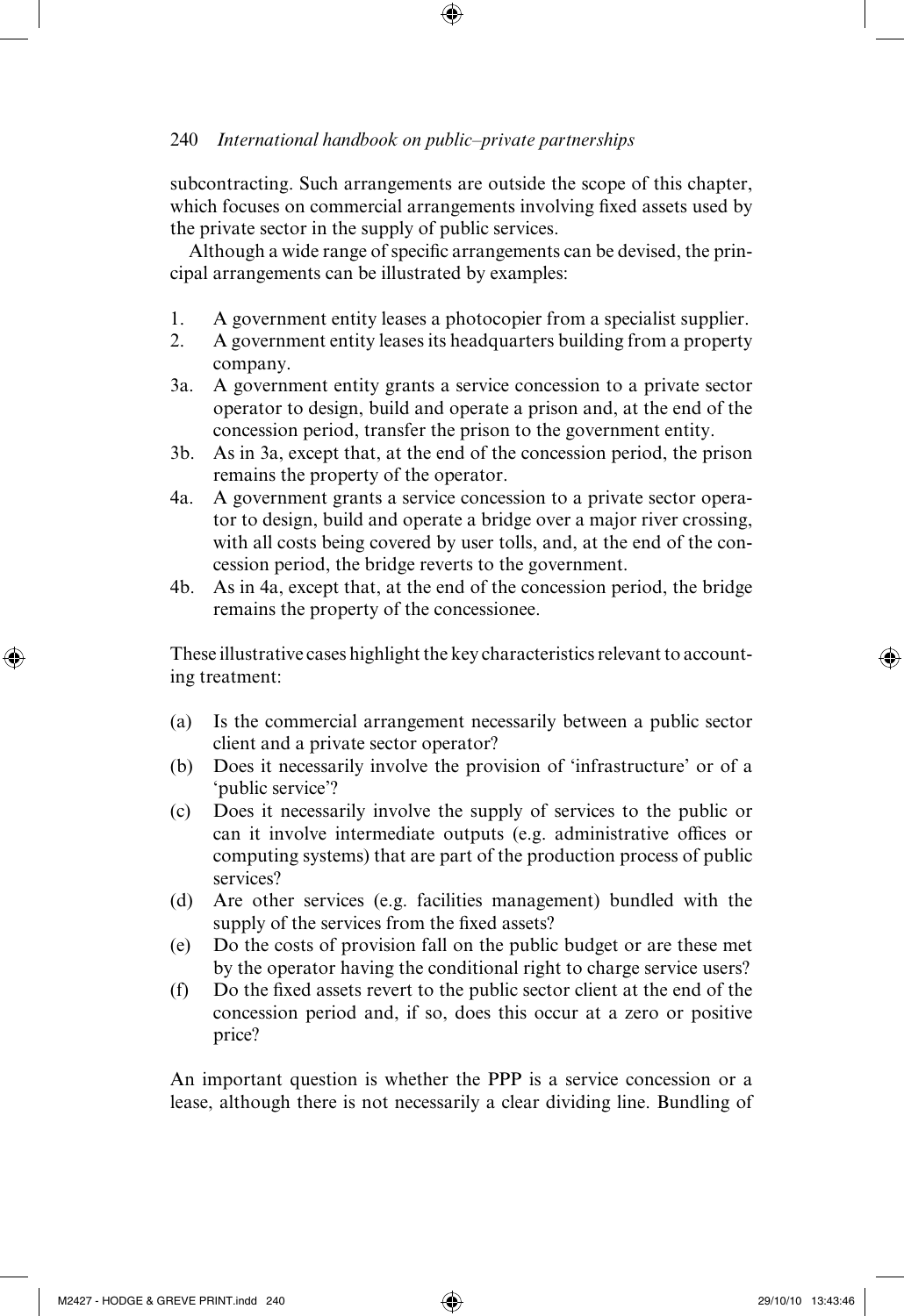subcontracting. Such arrangements are outside the scope of this chapter, which focuses on commercial arrangements involving fixed assets used by the private sector in the supply of public services.

Although a wide range of specific arrangements can be devised, the principal arrangements can be illustrated by examples:

1. A government entity leases a photocopier from a specialist supplier.
2. A government entity leases its headquarters building from a property company.

3a. A government entity grants a service concession to a private sector operator to design, build and operate a prison and, at the end of the concession period, transfer the prison to the government entity.

3b. As in 3a, except that, at the end of the concession period, the prison remains the property of the operator.

4a. A government grants a service concession to a private sector operator to design, build and operate a bridge over a major river crossing, with all costs being covered by user tolls, and, at the end of the concession period, the bridge reverts to the government.

4b. As in 4a, except that, at the end of the concession period, the bridge remains the property of the concessionee.

These illustrative cases highlight the key characteristics relevant to accounting treatment:

(a) Is the commercial arrangement necessarily between a public sector client and a private sector operator?

(b) Does it necessarily involve the provision of 'infrastructure' or of a 'public service'?

(c) Does it necessarily involve the supply of services to the public or can it involve intermediate outputs (e.g. administrative offices or computing systems) that are part of the production process of public services?

(d) Are other services (e.g. facilities management) bundled with the supply of the services from the fixed assets?

(e) Do the costs of provision fall on the public budget or are these met by the operator having the conditional right to charge service users?

(f) Do the fixed assets revert to the public sector client at the end of the concession period and, if so, does this occur at a zero or positive price?

An important question is whether the PPP is a service concession or a lease, although there is not necessarily a clear dividing line. Bundling of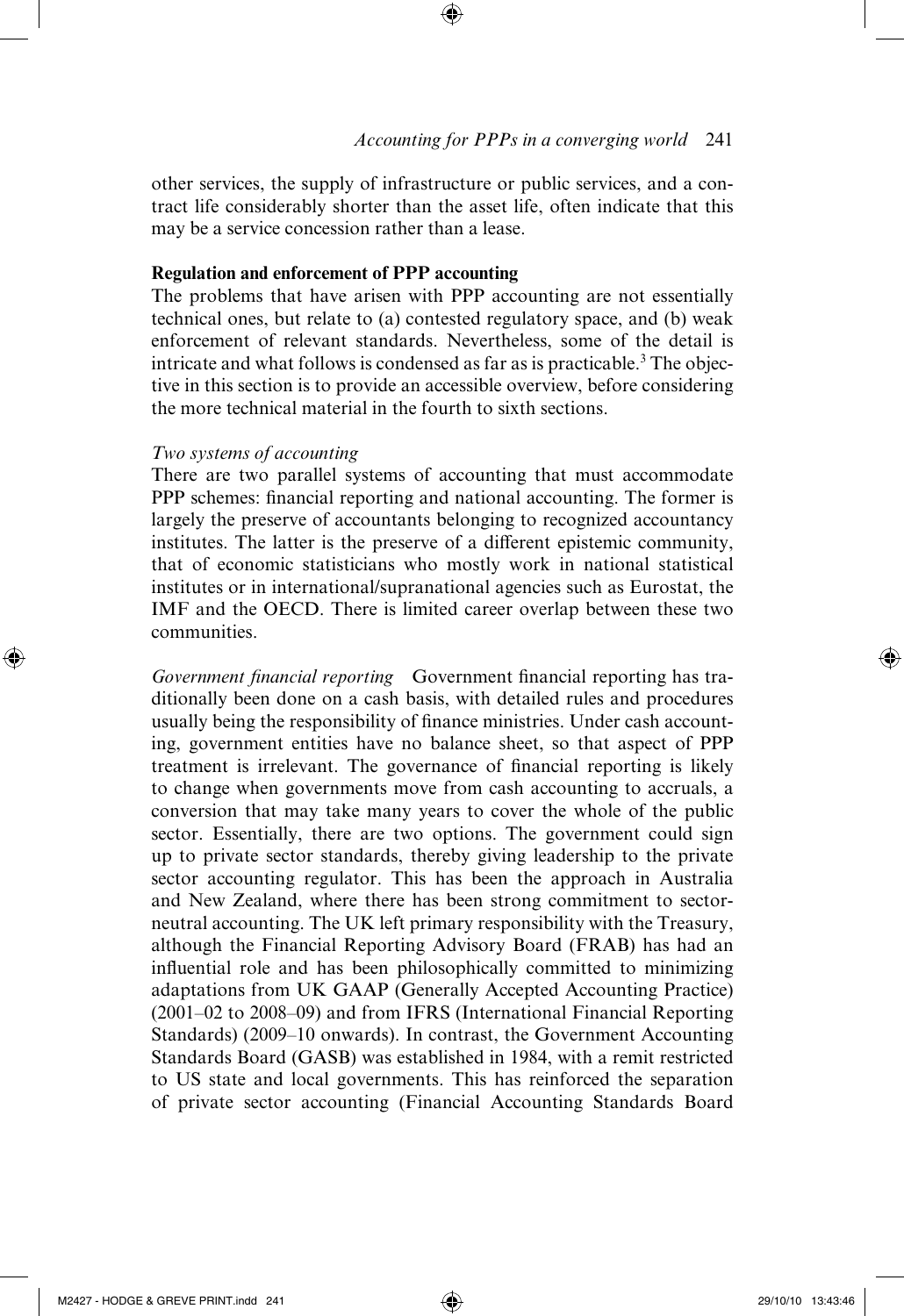other services, the supply of infrastructure or public services, and a contract life considerably shorter than the asset life, often indicate that this may be a service concession rather than a lease.

**Regulation and enforcement of PPP accounting**

The problems that have arisen with PPP accounting are not essentially technical ones, but relate to (a) contested regulatory space, and (b) weak enforcement of relevant standards. Nevertheless, some of the detail is intricate and what follows is condensed as far as is practicable.[3] The objective in this section is to provide an accessible overview, before considering the more technical material in the fourth to sixth sections.

*Two systems of accounting*

There are two parallel systems of accounting that must accommodate PPP schemes: financial reporting and national accounting. The former is largely the preserve of accountants belonging to recognized accountancy institutes. The latter is the preserve of a different epistemic community, that of economic statisticians who mostly work in national statistical institutes or in international/supranational agencies such as Eurostat, the IMF and the OECD. There is limited career overlap between these two communities.

*Government financial reporting* Government financial reporting has traditionally been done on a cash basis, with detailed rules and procedures usually being the responsibility of finance ministries. Under cash accounting, government entities have no balance sheet, so that aspect of PPP treatment is irrelevant. The governance of financial reporting is likely to change when governments move from cash accounting to accruals, a conversion that may take many years to cover the whole of the public sector. Essentially, there are two options. The government could sign up to private sector standards, thereby giving leadership to the private sector accounting regulator. This has been the approach in Australia and New Zealand, where there has been strong commitment to sector-neutral accounting. The UK left primary responsibility with the Treasury, although the Financial Reporting Advisory Board (FRAB) has had an influential role and has been philosophically committed to minimizing adaptations from UK GAAP (Generally Accepted Accounting Practice) (2001–02 to 2008–09) and from IFRS (International Financial Reporting Standards) (2009–10 onwards). In contrast, the Government Accounting Standards Board (GASB) was established in 1984, with a remit restricted to US state and local governments. This has reinforced the separation of private sector accounting (Financial Accounting Standards Board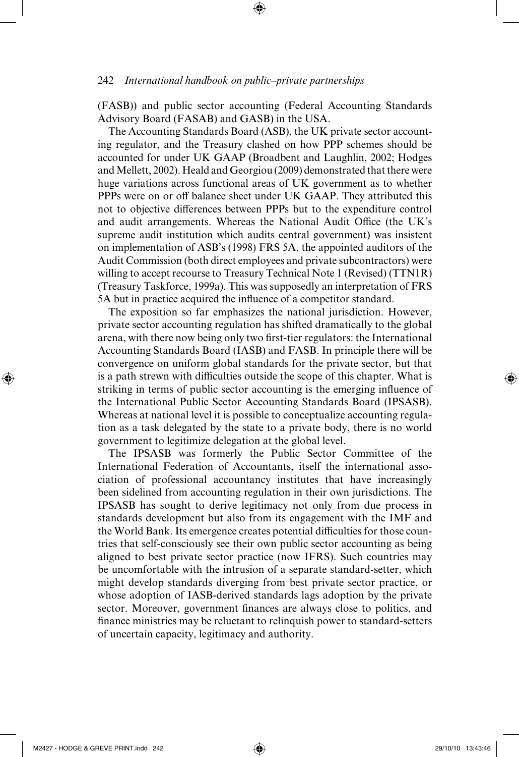(FASB)) and public sector accounting (Federal Accounting Standards Advisory Board (FASAB) and GASB) in the USA.

The Accounting Standards Board (ASB), the UK private sector accounting regulator, and the Treasury clashed on how PPP schemes should be accounted for under UK GAAP (Broadbent and Laughlin, 2002; Hodges and Mellett, 2002). Heald and Georgiou (2009) demonstrated that there were huge variations across functional areas of UK government as to whether PPPs were on or off balance sheet under UK GAAP. They attributed this not to objective differences between PPPs but to the expenditure control and audit arrangements. Whereas the National Audit Office (the UK's supreme audit institution which audits central government) was insistent on implementation of ASB's (1998) FRS 5A, the appointed auditors of the Audit Commission (both direct employees and private subcontractors) were willing to accept recourse to Treasury Technical Note 1 (Revised) (TTN1R) (Treasury Taskforce, 1999a). This was supposedly an interpretation of FRS 5A but in practice acquired the influence of a competitor standard.

The exposition so far emphasizes the national jurisdiction. However, private sector accounting regulation has shifted dramatically to the global arena, with there now being only two first-tier regulators: the International Accounting Standards Board (IASB) and FASB. In principle there will be convergence on uniform global standards for the private sector, but that is a path strewn with difficulties outside the scope of this chapter. What is striking in terms of public sector accounting is the emerging influence of the International Public Sector Accounting Standards Board (IPSASB). Whereas at national level it is possible to conceptualize accounting regulation as a task delegated by the state to a private body, there is no world government to legitimize delegation at the global level.

The IPSASB was formerly the Public Sector Committee of the International Federation of Accountants, itself the international association of professional accountancy institutes that have increasingly been sidelined from accounting regulation in their own jurisdictions. The IPSASB has sought to derive legitimacy not only from due process in standards development but also from its engagement with the IMF and the World Bank. Its emergence creates potential difficulties for those countries that self-consciously see their own public sector accounting as being aligned to best private sector practice (now IFRS). Such countries may be uncomfortable with the intrusion of a separate standard-setter, which might develop standards diverging from best private sector practice, or whose adoption of IASB-derived standards lags adoption by the private sector. Moreover, government finances are always close to politics, and finance ministries may be reluctant to relinquish power to standard-setters of uncertain capacity, legitimacy and authority.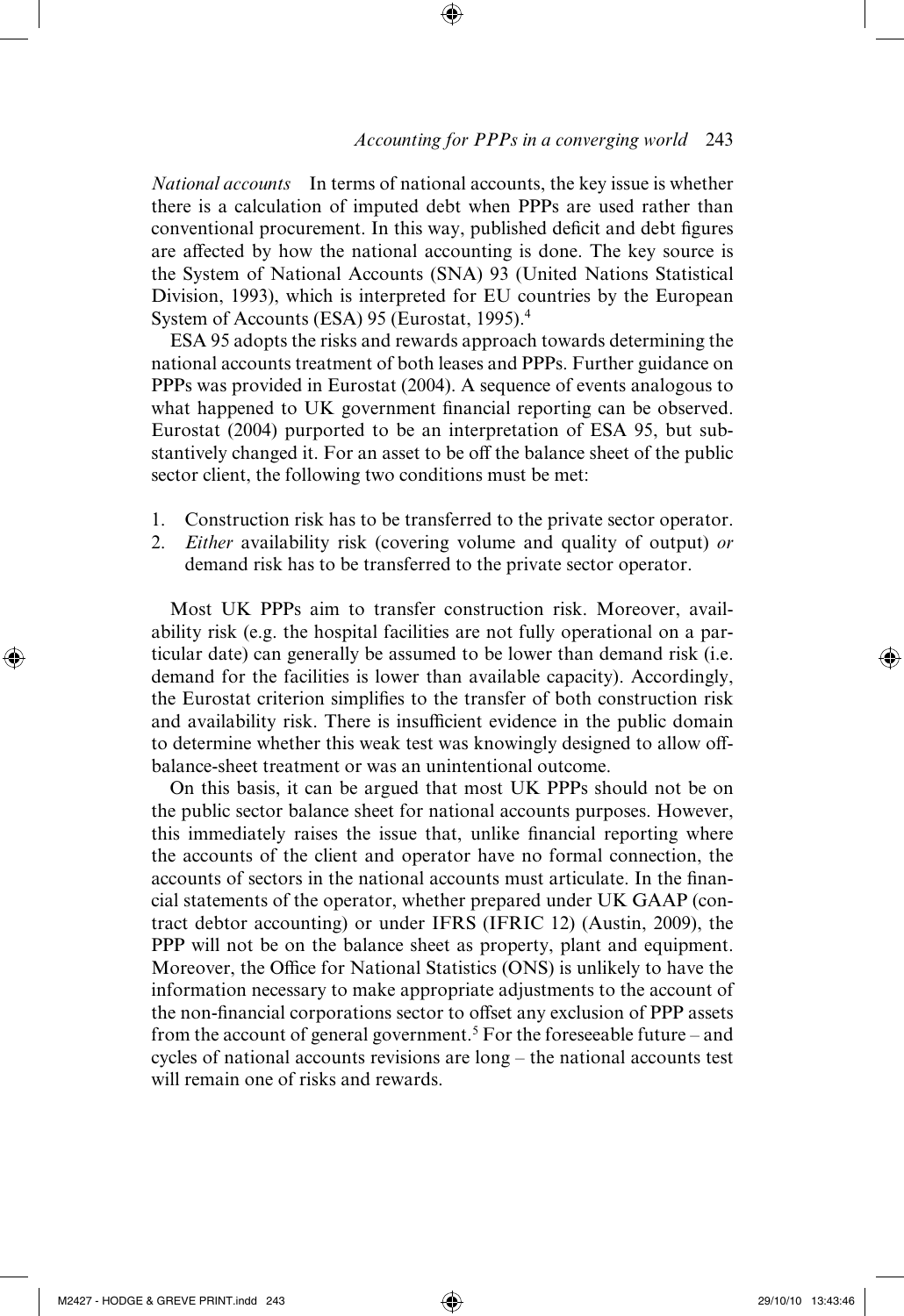*National accounts* In terms of national accounts, the key issue is whether there is a calculation of imputed debt when PPPs are used rather than conventional procurement. In this way, published deficit and debt figures are affected by how the national accounting is done. The key source is the System of National Accounts (SNA) 93 (United Nations Statistical Division, 1993), which is interpreted for EU countries by the European System of Accounts (ESA) 95 (Eurostat, 1995).[4]

ESA 95 adopts the risks and rewards approach towards determining the national accounts treatment of both leases and PPPs. Further guidance on PPPs was provided in Eurostat (2004). A sequence of events analogous to what happened to UK government financial reporting can be observed. Eurostat (2004) purported to be an interpretation of ESA 95, but substantively changed it. For an asset to be off the balance sheet of the public sector client, the following two conditions must be met:

1. Construction risk has to be transferred to the private sector operator.
2. *Either* availability risk (covering volume and quality of output) *or* demand risk has to be transferred to the private sector operator.

Most UK PPPs aim to transfer construction risk. Moreover, availability risk (e.g. the hospital facilities are not fully operational on a particular date) can generally be assumed to be lower than demand risk (i.e. demand for the facilities is lower than available capacity). Accordingly, the Eurostat criterion simplifies to the transfer of both construction risk and availability risk. There is insufficient evidence in the public domain to determine whether this weak test was knowingly designed to allow off-balance-sheet treatment or was an unintentional outcome.

On this basis, it can be argued that most UK PPPs should not be on the public sector balance sheet for national accounts purposes. However, this immediately raises the issue that, unlike financial reporting where the accounts of the client and operator have no formal connection, the accounts of sectors in the national accounts must articulate. In the financial statements of the operator, whether prepared under UK GAAP (contract debtor accounting) or under IFRS (IFRIC 12) (Austin, 2009), the PPP will not be on the balance sheet as property, plant and equipment. Moreover, the Office for National Statistics (ONS) is unlikely to have the information necessary to make appropriate adjustments to the account of the non-financial corporations sector to offset any exclusion of PPP assets from the account of general government.[5] For the foreseeable future – and cycles of national accounts revisions are long – the national accounts test will remain one of risks and rewards.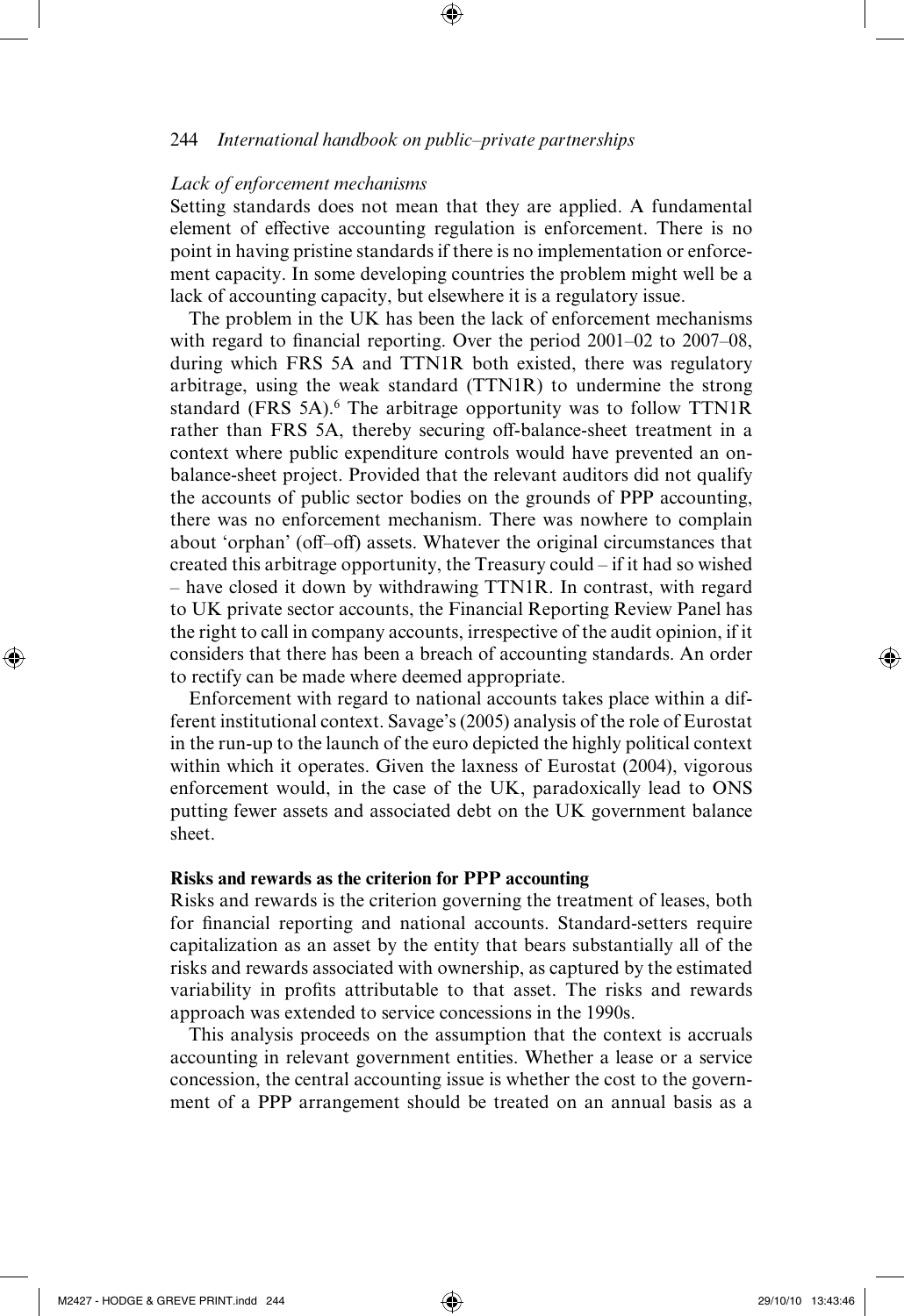*Lack of enforcement mechanisms*

Setting standards does not mean that they are applied. A fundamental element of effective accounting regulation is enforcement. There is no point in having pristine standards if there is no implementation or enforcement capacity. In some developing countries the problem might well be a lack of accounting capacity, but elsewhere it is a regulatory issue.

The problem in the UK has been the lack of enforcement mechanisms with regard to financial reporting. Over the period 2001–02 to 2007–08, during which FRS 5A and TTN1R both existed, there was regulatory arbitrage, using the weak standard (TTN1R) to undermine the strong standard (FRS 5A).[6] The arbitrage opportunity was to follow TTN1R rather than FRS 5A, thereby securing off-balance-sheet treatment in a context where public expenditure controls would have prevented an on-balance-sheet project. Provided that the relevant auditors did not qualify the accounts of public sector bodies on the grounds of PPP accounting, there was no enforcement mechanism. There was nowhere to complain about 'orphan' (off–off) assets. Whatever the original circumstances that created this arbitrage opportunity, the Treasury could – if it had so wished – have closed it down by withdrawing TTN1R. In contrast, with regard to UK private sector accounts, the Financial Reporting Review Panel has the right to call in company accounts, irrespective of the audit opinion, if it considers that there has been a breach of accounting standards. An order to rectify can be made where deemed appropriate.

Enforcement with regard to national accounts takes place within a different institutional context. Savage's (2005) analysis of the role of Eurostat in the run-up to the launch of the euro depicted the highly political context within which it operates. Given the laxness of Eurostat (2004), vigorous enforcement would, in the case of the UK, paradoxically lead to ONS putting fewer assets and associated debt on the UK government balance sheet.

**Risks and rewards as the criterion for PPP accounting**

Risks and rewards is the criterion governing the treatment of leases, both for financial reporting and national accounts. Standard-setters require capitalization as an asset by the entity that bears substantially all of the risks and rewards associated with ownership, as captured by the estimated variability in profits attributable to that asset. The risks and rewards approach was extended to service concessions in the 1990s.

This analysis proceeds on the assumption that the context is accruals accounting in relevant government entities. Whether a lease or a service concession, the central accounting issue is whether the cost to the government of a PPP arrangement should be treated on an annual basis as a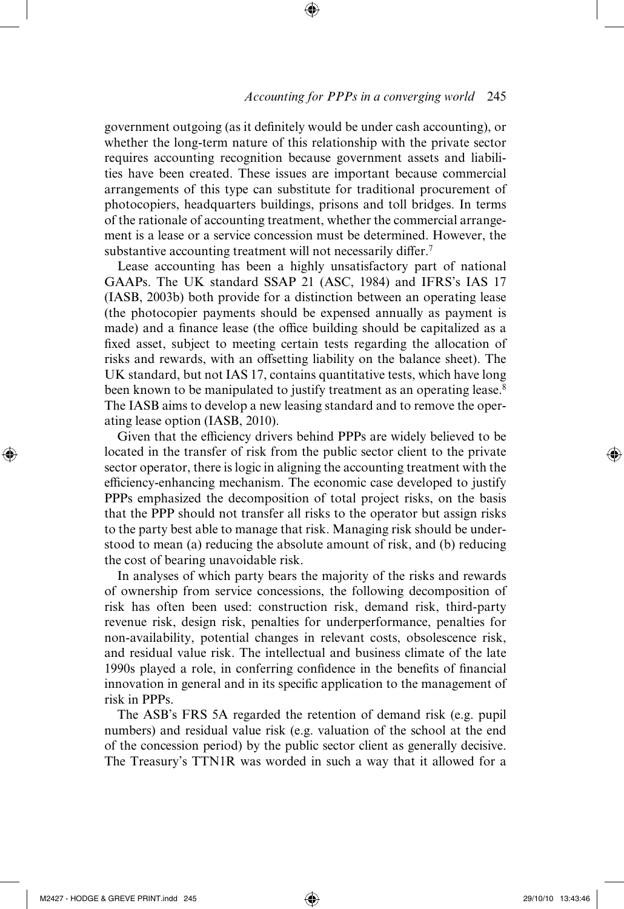government outgoing (as it definitely would be under cash accounting), or whether the long-term nature of this relationship with the private sector requires accounting recognition because government assets and liabilities have been created. These issues are important because commercial arrangements of this type can substitute for traditional procurement of photocopiers, headquarters buildings, prisons and toll bridges. In terms of the rationale of accounting treatment, whether the commercial arrangement is a lease or a service concession must be determined. However, the substantive accounting treatment will not necessarily differ.[7]

Lease accounting has been a highly unsatisfactory part of national GAAPs. The UK standard SSAP 21 (ASC, 1984) and IFRS's IAS 17 (IASB, 2003b) both provide for a distinction between an operating lease (the photocopier payments should be expensed annually as payment is made) and a finance lease (the office building should be capitalized as a fixed asset, subject to meeting certain tests regarding the allocation of risks and rewards, with an offsetting liability on the balance sheet). The UK standard, but not IAS 17, contains quantitative tests, which have long been known to be manipulated to justify treatment as an operating lease.[8] The IASB aims to develop a new leasing standard and to remove the operating lease option (IASB, 2010).

Given that the efficiency drivers behind PPPs are widely believed to be located in the transfer of risk from the public sector client to the private sector operator, there is logic in aligning the accounting treatment with the efficiency-enhancing mechanism. The economic case developed to justify PPPs emphasized the decomposition of total project risks, on the basis that the PPP should not transfer all risks to the operator but assign risks to the party best able to manage that risk. Managing risk should be understood to mean (a) reducing the absolute amount of risk, and (b) reducing the cost of bearing unavoidable risk.

In analyses of which party bears the majority of the risks and rewards of ownership from service concessions, the following decomposition of risk has often been used: construction risk, demand risk, third-party revenue risk, design risk, penalties for underperformance, penalties for non-availability, potential changes in relevant costs, obsolescence risk, and residual value risk. The intellectual and business climate of the late 1990s played a role, in conferring confidence in the benefits of financial innovation in general and in its specific application to the management of risk in PPPs.

The ASB's FRS 5A regarded the retention of demand risk (e.g. pupil numbers) and residual value risk (e.g. valuation of the school at the end of the concession period) by the public sector client as generally decisive. The Treasury's TTN1R was worded in such a way that it allowed for a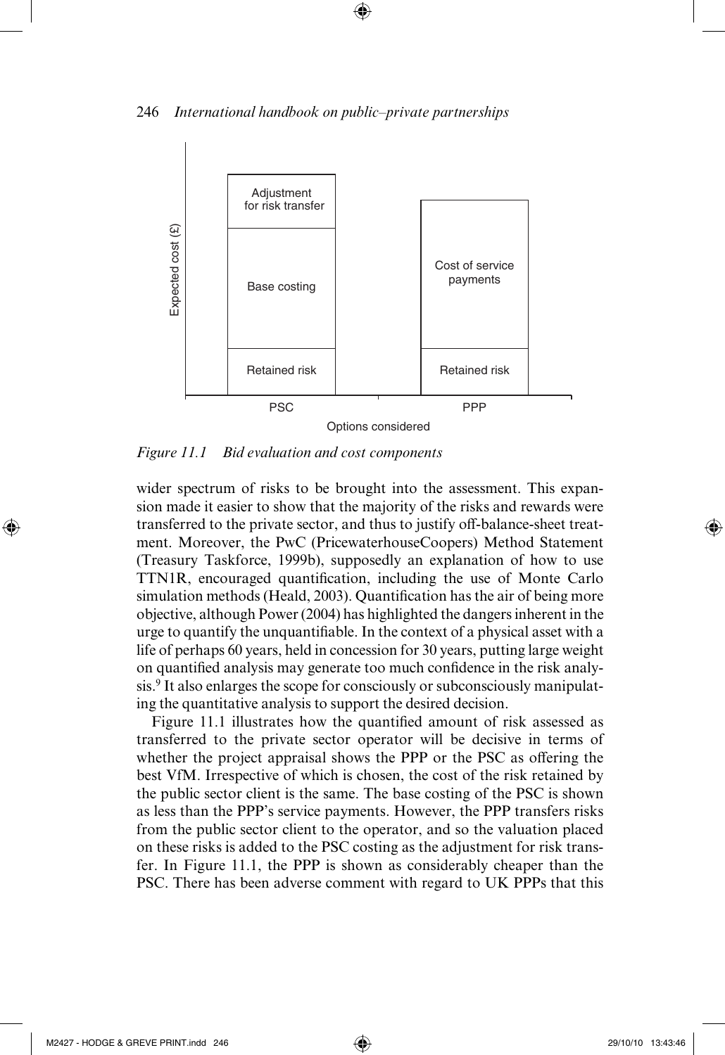*Figure 11.1 Bid evaluation and cost components*

wider spectrum of risks to be brought into the assessment. This expansion made it easier to show that the majority of the risks and rewards were transferred to the private sector, and thus to justify off-balance-sheet treatment. Moreover, the PwC (PricewaterhouseCoopers) Method Statement (Treasury Taskforce, 1999b), supposedly an explanation of how to use TTN1R, encouraged quantification, including the use of Monte Carlo simulation methods (Heald, 2003). Quantification has the air of being more objective, although Power (2004) has highlighted the dangers inherent in the urge to quantify the unquantifiable. In the context of a physical asset with a life of perhaps 60 years, held in concession for 30 years, putting large weight on quantified analysis may generate too much confidence in the risk analysis.[9] It also enlarges the scope for consciously or subconsciously manipulating the quantitative analysis to support the desired decision.

Figure 11.1 illustrates how the quantified amount of risk assessed as transferred to the private sector operator will be decisive in terms of whether the project appraisal shows the PPP or the PSC as offering the best VfM. Irrespective of which is chosen, the cost of the risk retained by the public sector client is the same. The base costing of the PSC is shown as less than the PPP's service payments. However, the PPP transfers risks from the public sector client to the operator, and so the valuation placed on these risks is added to the PSC costing as the adjustment for risk transfer. In Figure 11.1, the PPP is shown as considerably cheaper than the PSC. There has been adverse comment with regard to UK PPPs that this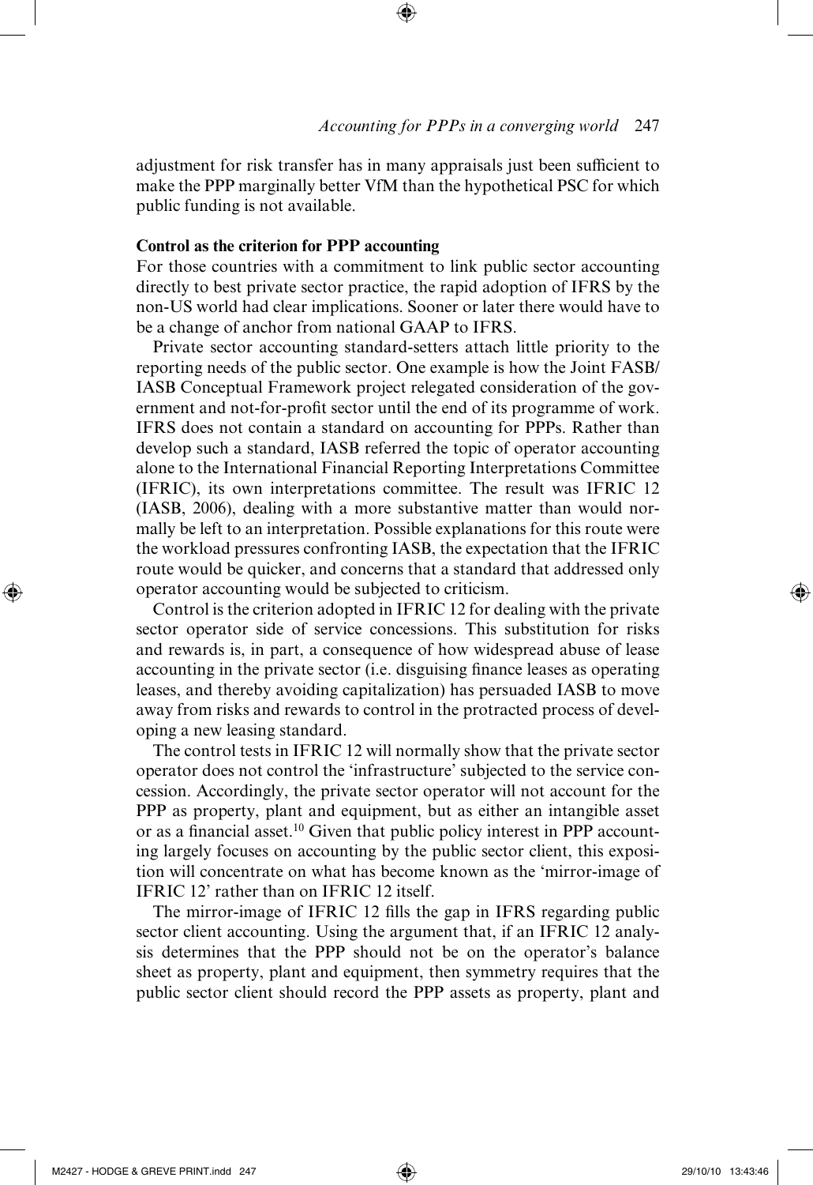adjustment for risk transfer has in many appraisals just been sufficient to make the PPP marginally better VfM than the hypothetical PSC for which public funding is not available.

**Control as the criterion for PPP accounting**

For those countries with a commitment to link public sector accounting directly to best private sector practice, the rapid adoption of IFRS by the non-US world had clear implications. Sooner or later there would have to be a change of anchor from national GAAP to IFRS.

Private sector accounting standard-setters attach little priority to the reporting needs of the public sector. One example is how the Joint FASB/IASB Conceptual Framework project relegated consideration of the government and not-for-profit sector until the end of its programme of work. IFRS does not contain a standard on accounting for PPPs. Rather than develop such a standard, IASB referred the topic of operator accounting alone to the International Financial Reporting Interpretations Committee (IFRIC), its own interpretations committee. The result was IFRIC 12 (IASB, 2006), dealing with a more substantive matter than would normally be left to an interpretation. Possible explanations for this route were the workload pressures confronting IASB, the expectation that the IFRIC route would be quicker, and concerns that a standard that addressed only operator accounting would be subjected to criticism.

Control is the criterion adopted in IFRIC 12 for dealing with the private sector operator side of service concessions. This substitution for risks and rewards is, in part, a consequence of how widespread abuse of lease accounting in the private sector (i.e. disguising finance leases as operating leases, and thereby avoiding capitalization) has persuaded IASB to move away from risks and rewards to control in the protracted process of developing a new leasing standard.

The control tests in IFRIC 12 will normally show that the private sector operator does not control the 'infrastructure' subjected to the service concession. Accordingly, the private sector operator will not account for the PPP as property, plant and equipment, but as either an intangible asset or as a financial asset.[10] Given that public policy interest in PPP accounting largely focuses on accounting by the public sector client, this exposition will concentrate on what has become known as the 'mirror-image of IFRIC 12' rather than on IFRIC 12 itself.

The mirror-image of IFRIC 12 fills the gap in IFRS regarding public sector client accounting. Using the argument that, if an IFRIC 12 analysis determines that the PPP should not be on the operator's balance sheet as property, plant and equipment, then symmetry requires that the public sector client should record the PPP assets as property, plant and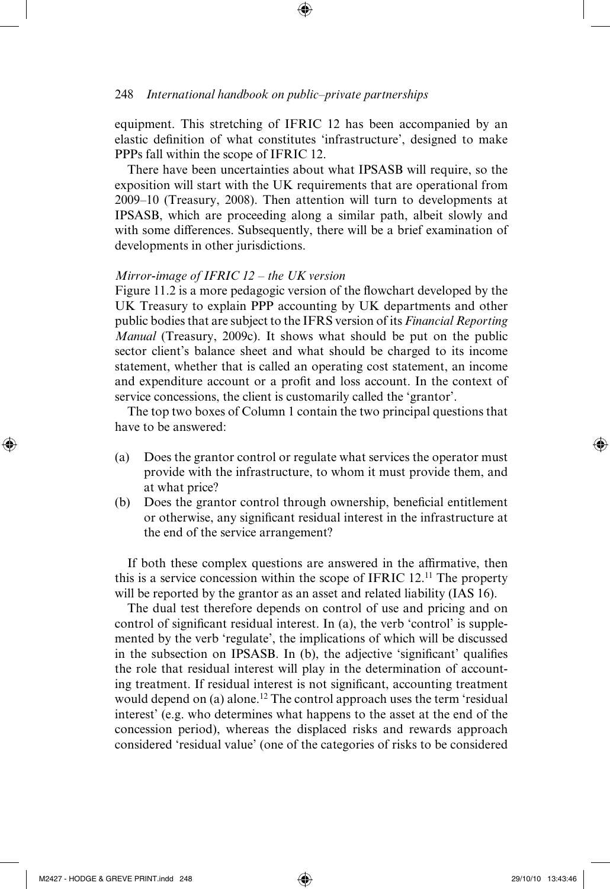equipment. This stretching of IFRIC 12 has been accompanied by an elastic definition of what constitutes 'infrastructure', designed to make PPPs fall within the scope of IFRIC 12.

There have been uncertainties about what IPSASB will require, so the exposition will start with the UK requirements that are operational from 2009–10 (Treasury, 2008). Then attention will turn to developments at IPSASB, which are proceeding along a similar path, albeit slowly and with some differences. Subsequently, there will be a brief examination of developments in other jurisdictions.

*Mirror-image of IFRIC 12 – the UK version*

Figure 11.2 is a more pedagogic version of the flowchart developed by the UK Treasury to explain PPP accounting by UK departments and other public bodies that are subject to the IFRS version of its *Financial Reporting Manual* (Treasury, 2009c). It shows what should be put on the public sector client's balance sheet and what should be charged to its income statement, whether that is called an operating cost statement, an income and expenditure account or a profit and loss account. In the context of service concessions, the client is customarily called the 'grantor'.

The top two boxes of Column 1 contain the two principal questions that have to be answered:

(a) Does the grantor control or regulate what services the operator must provide with the infrastructure, to whom it must provide them, and at what price?
(b) Does the grantor control through ownership, beneficial entitlement or otherwise, any significant residual interest in the infrastructure at the end of the service arrangement?

If both these complex questions are answered in the affirmative, then this is a service concession within the scope of IFRIC 12.[11] The property will be reported by the grantor as an asset and related liability (IAS 16).

The dual test therefore depends on control of use and pricing and on control of significant residual interest. In (a), the verb 'control' is supplemented by the verb 'regulate', the implications of which will be discussed in the subsection on IPSASB. In (b), the adjective 'significant' qualifies the role that residual interest will play in the determination of accounting treatment. If residual interest is not significant, accounting treatment would depend on (a) alone.[12] The control approach uses the term 'residual interest' (e.g. who determines what happens to the asset at the end of the concession period), whereas the displaced risks and rewards approach considered 'residual value' (one of the categories of risks to be considered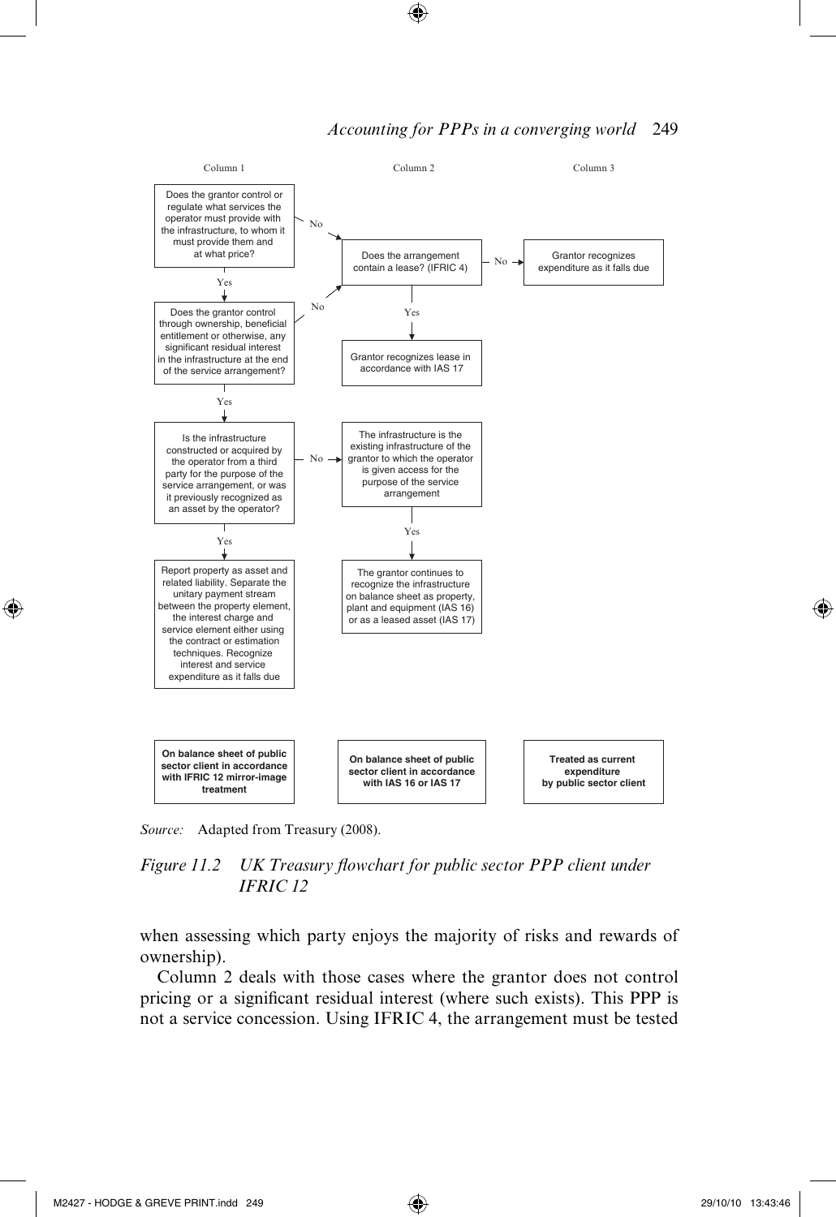Column 1

Does the grantor control or regulate what services the operator must provide with the infrastructure, to whom it must provide them and at what price?

- No → Does the arrangement contain a lease? (IFRIC 4)
- Yes → Does the grantor control through ownership, beneficial entitlement or otherwise, any significant residual interest in the infrastructure at the end of the service arrangement?

Does the grantor control through ownership, beneficial entitlement or otherwise, any significant residual interest in the infrastructure at the end of the service arrangement?

- No → Does the arrangement contain a lease? (IFRIC 4)
- Yes → Is the infrastructure constructed or acquired by the operator from a third party for the purpose of the service arrangement, or was it previously recognized as an asset by the operator?

Is the infrastructure constructed or acquired by the operator from a third party for the purpose of the service arrangement, or was it previously recognized as an asset by the operator?

- No → The infrastructure is the existing infrastructure of the grantor to which the operator is given access for the purpose of the service arrangement
- Yes → Report property as asset and related liability. Separate the unitary payment stream between the property element, the interest charge and service element either using the contract or estimation techniques. Recognize interest and service expenditure as it falls due

Column 2

Does the arrangement contain a lease? (IFRIC 4)

- No → Grantor recognizes expenditure as it falls due
- Yes → Grantor recognizes lease in accordance with IAS 17

The infrastructure is the existing infrastructure of the grantor to which the operator is given access for the purpose of the service arrangement

- Yes → The grantor continues to recognize the infrastructure on balance sheet as property, plant and equipment (IAS 16) or as a leased asset (IAS 17)

Column 3

Grantor recognizes expenditure as it falls due

| Column 1 | Column 2 | Column 3 |
|---|---|---|
| **On balance sheet of public sector client in accordance with IFRIC 12 mirror-image treatment** | **On balance sheet of public sector client in accordance with IAS 16 or IAS 17** | **Treated as current expenditure by public sector client** |

*Source:* Adapted from Treasury (2008).

*Figure 11.2 UK Treasury flowchart for public sector PPP client under IFRIC 12*

when assessing which party enjoys the majority of risks and rewards of ownership).

Column 2 deals with those cases where the grantor does not control pricing or a significant residual interest (where such exists). This PPP is not a service concession. Using IFRIC 4, the arrangement must be tested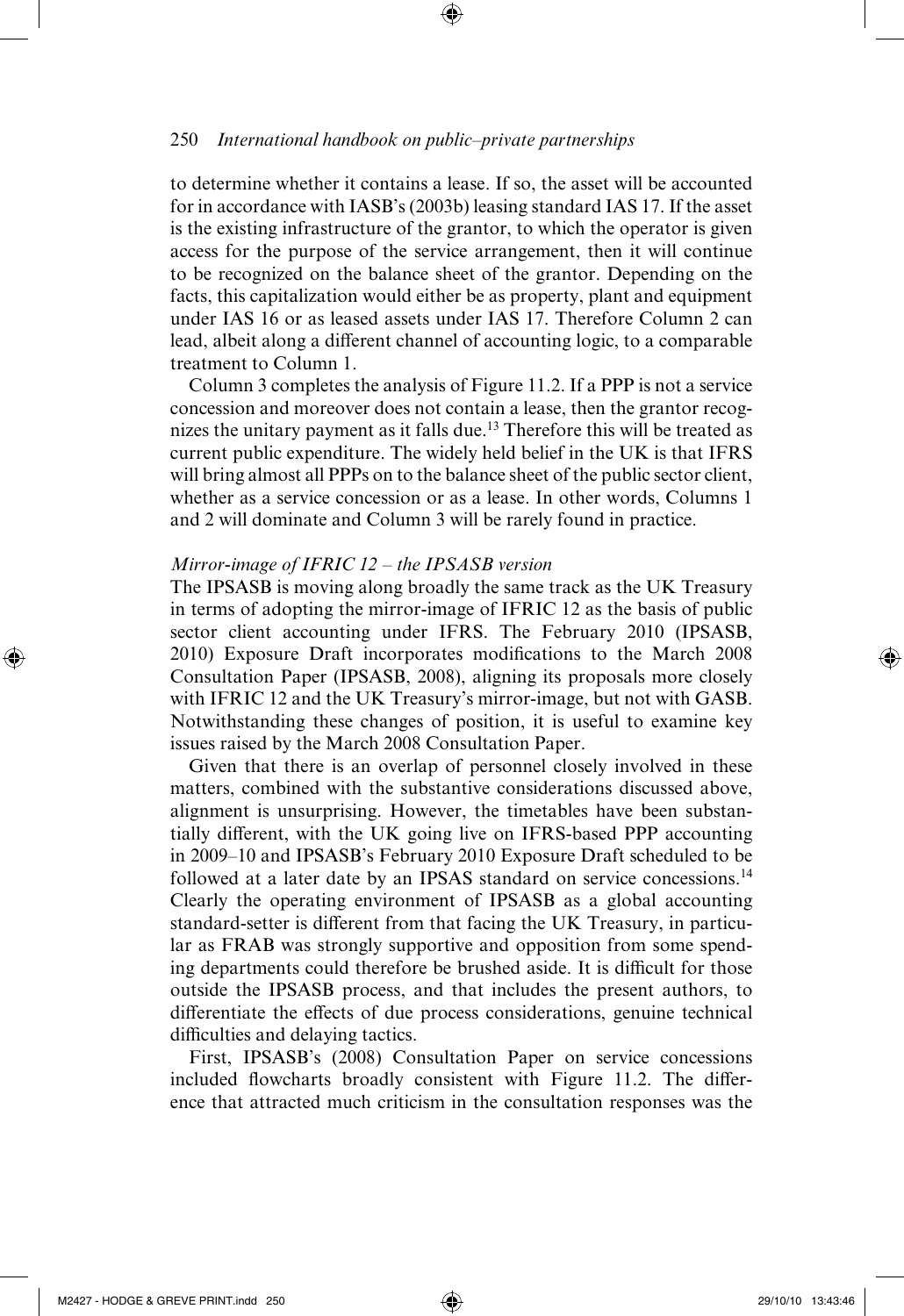to determine whether it contains a lease. If so, the asset will be accounted for in accordance with IASB's (2003b) leasing standard IAS 17. If the asset is the existing infrastructure of the grantor, to which the operator is given access for the purpose of the service arrangement, then it will continue to be recognized on the balance sheet of the grantor. Depending on the facts, this capitalization would either be as property, plant and equipment under IAS 16 or as leased assets under IAS 17. Therefore Column 2 can lead, albeit along a different channel of accounting logic, to a comparable treatment to Column 1.

Column 3 completes the analysis of Figure 11.2. If a PPP is not a service concession and moreover does not contain a lease, then the grantor recognizes the unitary payment as it falls due.[13] Therefore this will be treated as current public expenditure. The widely held belief in the UK is that IFRS will bring almost all PPPs on to the balance sheet of the public sector client, whether as a service concession or as a lease. In other words, Columns 1 and 2 will dominate and Column 3 will be rarely found in practice.

*Mirror-image of IFRIC 12 – the IPSASB version*

The IPSASB is moving along broadly the same track as the UK Treasury in terms of adopting the mirror-image of IFRIC 12 as the basis of public sector client accounting under IFRS. The February 2010 (IPSASB, 2010) Exposure Draft incorporates modifications to the March 2008 Consultation Paper (IPSASB, 2008), aligning its proposals more closely with IFRIC 12 and the UK Treasury's mirror-image, but not with GASB. Notwithstanding these changes of position, it is useful to examine key issues raised by the March 2008 Consultation Paper.

Given that there is an overlap of personnel closely involved in these matters, combined with the substantive considerations discussed above, alignment is unsurprising. However, the timetables have been substantially different, with the UK going live on IFRS-based PPP accounting in 2009–10 and IPSASB's February 2010 Exposure Draft scheduled to be followed at a later date by an IPSAS standard on service concessions.[14] Clearly the operating environment of IPSASB as a global accounting standard-setter is different from that facing the UK Treasury, in particular as FRAB was strongly supportive and opposition from some spending departments could therefore be brushed aside. It is difficult for those outside the IPSASB process, and that includes the present authors, to differentiate the effects of due process considerations, genuine technical difficulties and delaying tactics.

First, IPSASB's (2008) Consultation Paper on service concessions included flowcharts broadly consistent with Figure 11.2. The difference that attracted much criticism in the consultation responses was the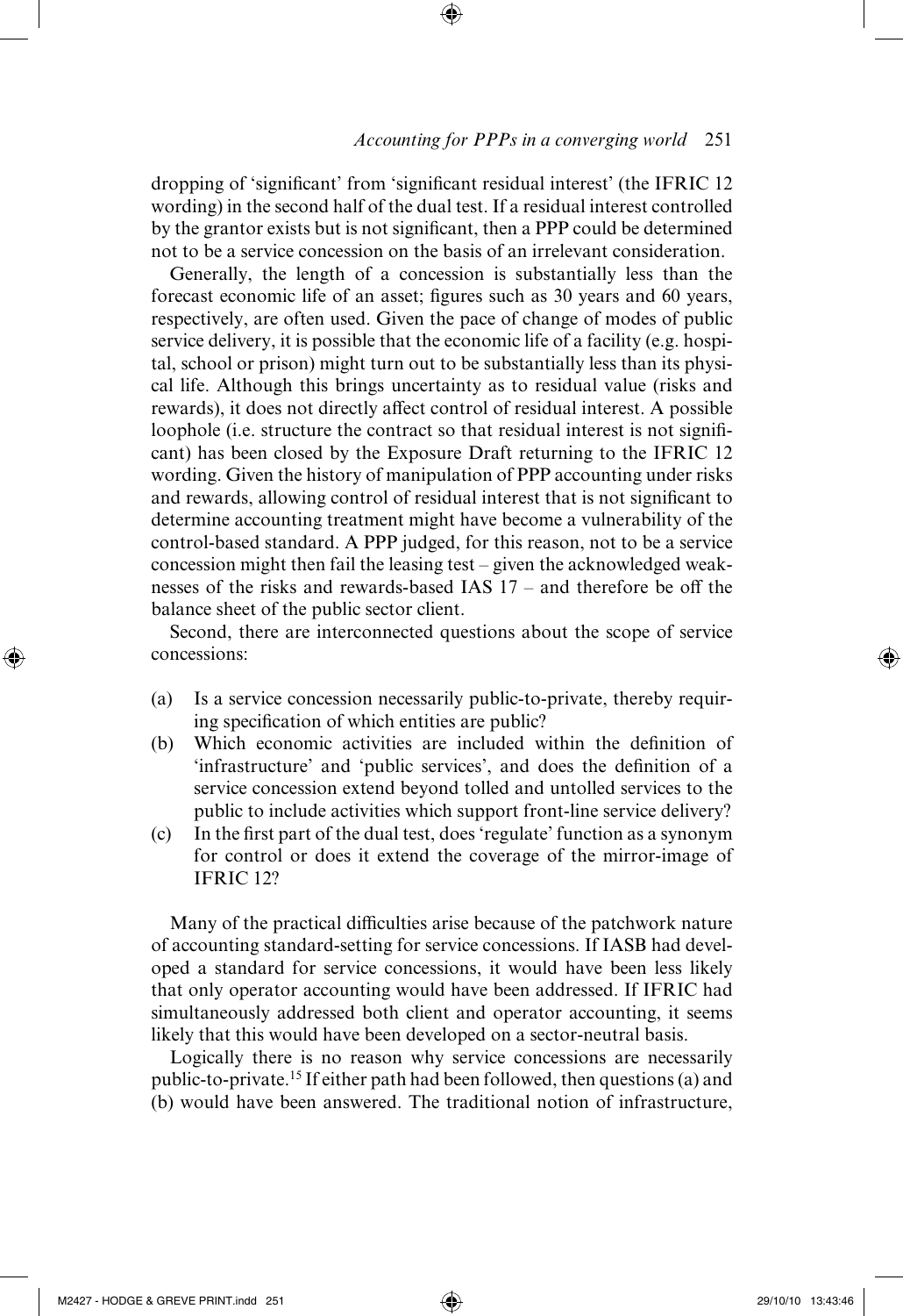dropping of 'significant' from 'significant residual interest' (the IFRIC 12 wording) in the second half of the dual test. If a residual interest controlled by the grantor exists but is not significant, then a PPP could be determined not to be a service concession on the basis of an irrelevant consideration.

Generally, the length of a concession is substantially less than the forecast economic life of an asset; figures such as 30 years and 60 years, respectively, are often used. Given the pace of change of modes of public service delivery, it is possible that the economic life of a facility (e.g. hospital, school or prison) might turn out to be substantially less than its physical life. Although this brings uncertainty as to residual value (risks and rewards), it does not directly affect control of residual interest. A possible loophole (i.e. structure the contract so that residual interest is not significant) has been closed by the Exposure Draft returning to the IFRIC 12 wording. Given the history of manipulation of PPP accounting under risks and rewards, allowing control of residual interest that is not significant to determine accounting treatment might have become a vulnerability of the control-based standard. A PPP judged, for this reason, not to be a service concession might then fail the leasing test – given the acknowledged weaknesses of the risks and rewards-based IAS 17 – and therefore be off the balance sheet of the public sector client.

Second, there are interconnected questions about the scope of service concessions:

(a) Is a service concession necessarily public-to-private, thereby requiring specification of which entities are public?
(b) Which economic activities are included within the definition of 'infrastructure' and 'public services', and does the definition of a service concession extend beyond tolled and untolled services to the public to include activities which support front-line service delivery?
(c) In the first part of the dual test, does 'regulate' function as a synonym for control or does it extend the coverage of the mirror-image of IFRIC 12?

Many of the practical difficulties arise because of the patchwork nature of accounting standard-setting for service concessions. If IASB had developed a standard for service concessions, it would have been less likely that only operator accounting would have been addressed. If IFRIC had simultaneously addressed both client and operator accounting, it seems likely that this would have been developed on a sector-neutral basis.

Logically there is no reason why service concessions are necessarily public-to-private.[15] If either path had been followed, then questions (a) and (b) would have been answered. The traditional notion of infrastructure,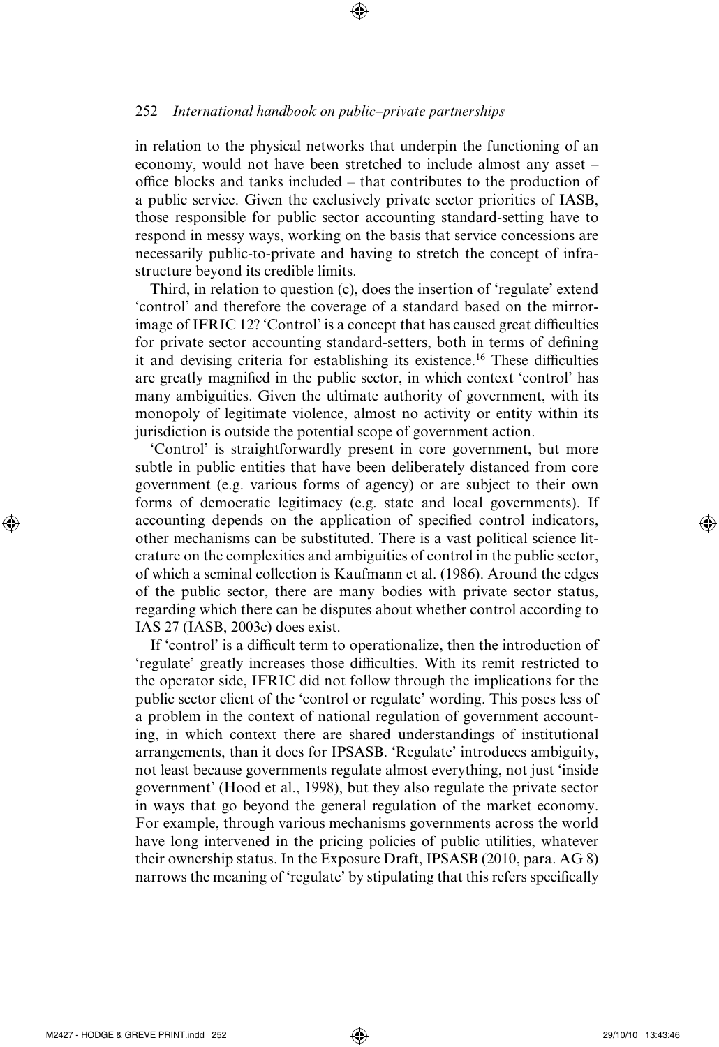in relation to the physical networks that underpin the functioning of an economy, would not have been stretched to include almost any asset – office blocks and tanks included – that contributes to the production of a public service. Given the exclusively private sector priorities of IASB, those responsible for public sector accounting standard-setting have to respond in messy ways, working on the basis that service concessions are necessarily public-to-private and having to stretch the concept of infrastructure beyond its credible limits.

Third, in relation to question (c), does the insertion of 'regulate' extend 'control' and therefore the coverage of a standard based on the mirror-image of IFRIC 12? 'Control' is a concept that has caused great difficulties for private sector accounting standard-setters, both in terms of defining it and devising criteria for establishing its existence.[16] These difficulties are greatly magnified in the public sector, in which context 'control' has many ambiguities. Given the ultimate authority of government, with its monopoly of legitimate violence, almost no activity or entity within its jurisdiction is outside the potential scope of government action.

'Control' is straightforwardly present in core government, but more subtle in public entities that have been deliberately distanced from core government (e.g. various forms of agency) or are subject to their own forms of democratic legitimacy (e.g. state and local governments). If accounting depends on the application of specified control indicators, other mechanisms can be substituted. There is a vast political science literature on the complexities and ambiguities of control in the public sector, of which a seminal collection is Kaufmann et al. (1986). Around the edges of the public sector, there are many bodies with private sector status, regarding which there can be disputes about whether control according to IAS 27 (IASB, 2003c) does exist.

If 'control' is a difficult term to operationalize, then the introduction of 'regulate' greatly increases those difficulties. With its remit restricted to the operator side, IFRIC did not follow through the implications for the public sector client of the 'control or regulate' wording. This poses less of a problem in the context of national regulation of government accounting, in which context there are shared understandings of institutional arrangements, than it does for IPSASB. 'Regulate' introduces ambiguity, not least because governments regulate almost everything, not just 'inside government' (Hood et al., 1998), but they also regulate the private sector in ways that go beyond the general regulation of the market economy. For example, through various mechanisms governments across the world have long intervened in the pricing policies of public utilities, whatever their ownership status. In the Exposure Draft, IPSASB (2010, para. AG 8) narrows the meaning of 'regulate' by stipulating that this refers specifically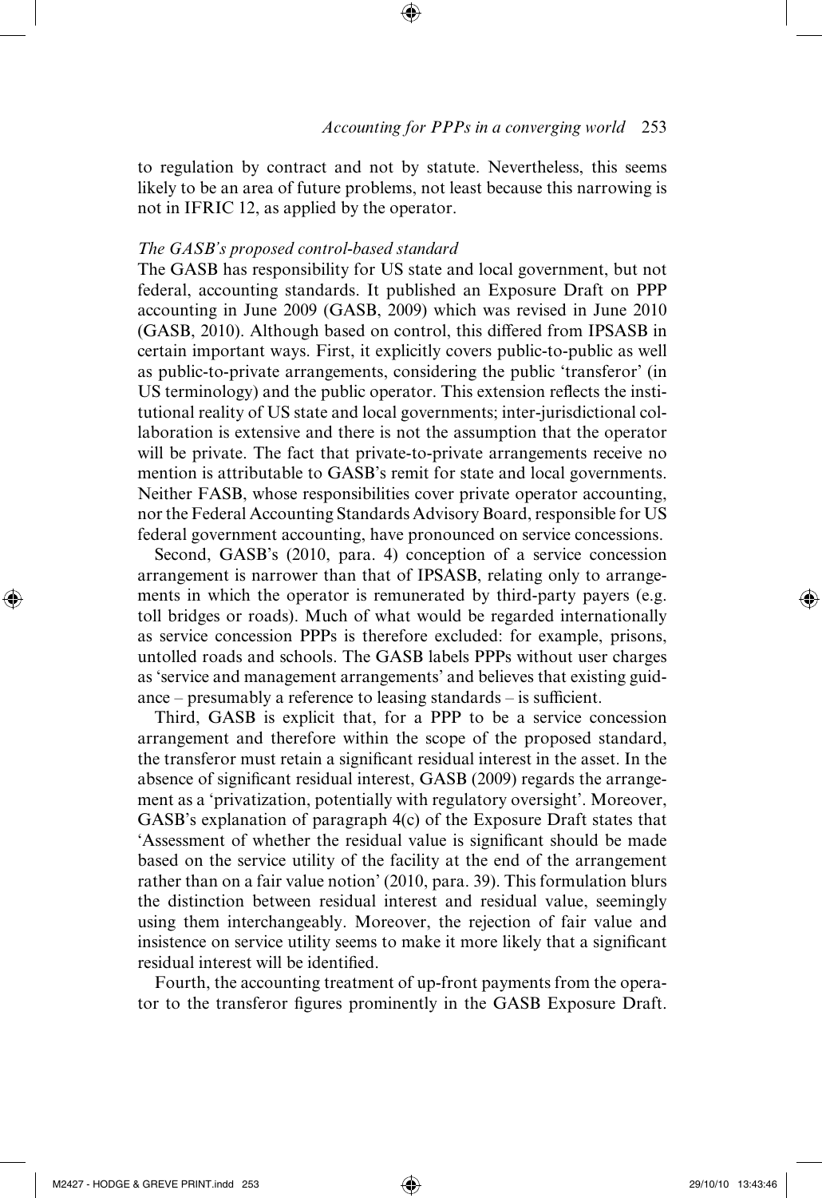to regulation by contract and not by statute. Nevertheless, this seems likely to be an area of future problems, not least because this narrowing is not in IFRIC 12, as applied by the operator.

*The GASB's proposed control-based standard*

The GASB has responsibility for US state and local government, but not federal, accounting standards. It published an Exposure Draft on PPP accounting in June 2009 (GASB, 2009) which was revised in June 2010 (GASB, 2010). Although based on control, this differed from IPSASB in certain important ways. First, it explicitly covers public-to-public as well as public-to-private arrangements, considering the public 'transferor' (in US terminology) and the public operator. This extension reflects the institutional reality of US state and local governments; inter-jurisdictional collaboration is extensive and there is not the assumption that the operator will be private. The fact that private-to-private arrangements receive no mention is attributable to GASB's remit for state and local governments. Neither FASB, whose responsibilities cover private operator accounting, nor the Federal Accounting Standards Advisory Board, responsible for US federal government accounting, have pronounced on service concessions.

Second, GASB's (2010, para. 4) conception of a service concession arrangement is narrower than that of IPSASB, relating only to arrangements in which the operator is remunerated by third-party payers (e.g. toll bridges or roads). Much of what would be regarded internationally as service concession PPPs is therefore excluded: for example, prisons, untolled roads and schools. The GASB labels PPPs without user charges as 'service and management arrangements' and believes that existing guidance – presumably a reference to leasing standards – is sufficient.

Third, GASB is explicit that, for a PPP to be a service concession arrangement and therefore within the scope of the proposed standard, the transferor must retain a significant residual interest in the asset. In the absence of significant residual interest, GASB (2009) regards the arrangement as a 'privatization, potentially with regulatory oversight'. Moreover, GASB's explanation of paragraph 4(c) of the Exposure Draft states that 'Assessment of whether the residual value is significant should be made based on the service utility of the facility at the end of the arrangement rather than on a fair value notion' (2010, para. 39). This formulation blurs the distinction between residual interest and residual value, seemingly using them interchangeably. Moreover, the rejection of fair value and insistence on service utility seems to make it more likely that a significant residual interest will be identified.

Fourth, the accounting treatment of up-front payments from the operator to the transferor figures prominently in the GASB Exposure Draft.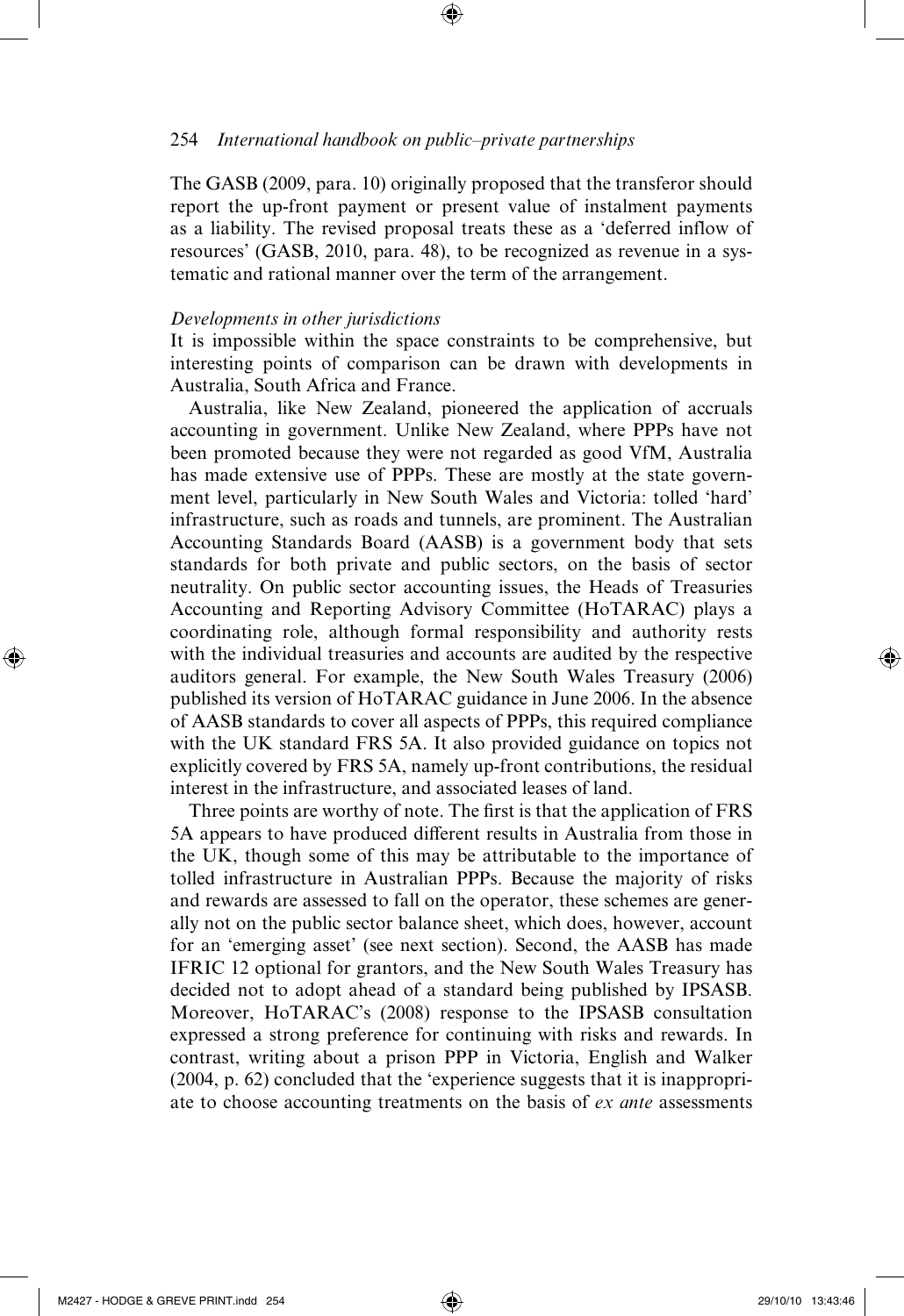The GASB (2009, para. 10) originally proposed that the transferor should report the up-front payment or present value of instalment payments as a liability. The revised proposal treats these as a 'deferred inflow of resources' (GASB, 2010, para. 48), to be recognized as revenue in a systematic and rational manner over the term of the arrangement.

*Developments in other jurisdictions*

It is impossible within the space constraints to be comprehensive, but interesting points of comparison can be drawn with developments in Australia, South Africa and France.

Australia, like New Zealand, pioneered the application of accruals accounting in government. Unlike New Zealand, where PPPs have not been promoted because they were not regarded as good VfM, Australia has made extensive use of PPPs. These are mostly at the state government level, particularly in New South Wales and Victoria: tolled 'hard' infrastructure, such as roads and tunnels, are prominent. The Australian Accounting Standards Board (AASB) is a government body that sets standards for both private and public sectors, on the basis of sector neutrality. On public sector accounting issues, the Heads of Treasuries Accounting and Reporting Advisory Committee (HoTARAC) plays a coordinating role, although formal responsibility and authority rests with the individual treasuries and accounts are audited by the respective auditors general. For example, the New South Wales Treasury (2006) published its version of HoTARAC guidance in June 2006. In the absence of AASB standards to cover all aspects of PPPs, this required compliance with the UK standard FRS 5A. It also provided guidance on topics not explicitly covered by FRS 5A, namely up-front contributions, the residual interest in the infrastructure, and associated leases of land.

Three points are worthy of note. The first is that the application of FRS 5A appears to have produced different results in Australia from those in the UK, though some of this may be attributable to the importance of tolled infrastructure in Australian PPPs. Because the majority of risks and rewards are assessed to fall on the operator, these schemes are generally not on the public sector balance sheet, which does, however, account for an 'emerging asset' (see next section). Second, the AASB has made IFRIC 12 optional for grantors, and the New South Wales Treasury has decided not to adopt ahead of a standard being published by IPSASB. Moreover, HoTARAC's (2008) response to the IPSASB consultation expressed a strong preference for continuing with risks and rewards. In contrast, writing about a prison PPP in Victoria, English and Walker (2004, p. 62) concluded that the 'experience suggests that it is inappropriate to choose accounting treatments on the basis of *ex ante* assessments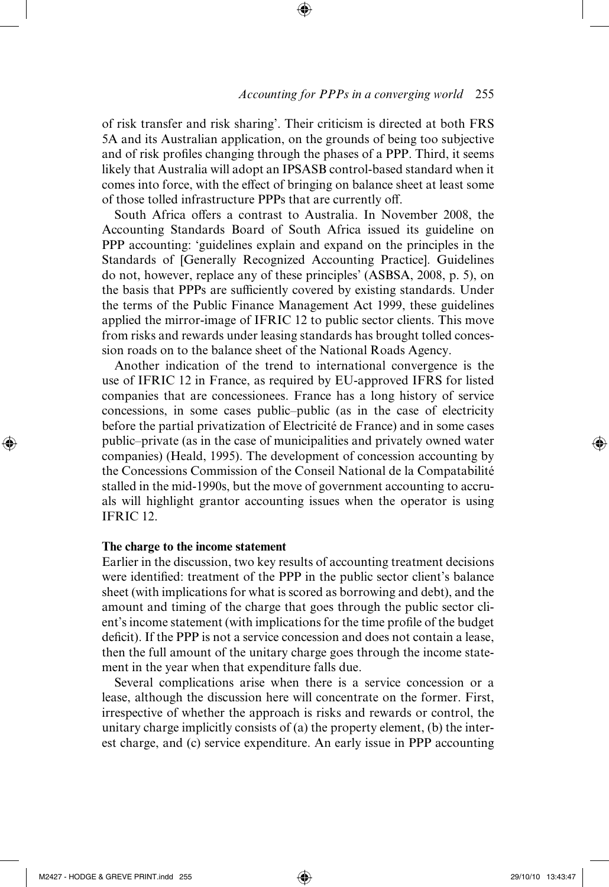of risk transfer and risk sharing'. Their criticism is directed at both FRS 5A and its Australian application, on the grounds of being too subjective and of risk profiles changing through the phases of a PPP. Third, it seems likely that Australia will adopt an IPSASB control-based standard when it comes into force, with the effect of bringing on balance sheet at least some of those tolled infrastructure PPPs that are currently off.

South Africa offers a contrast to Australia. In November 2008, the Accounting Standards Board of South Africa issued its guideline on PPP accounting: 'guidelines explain and expand on the principles in the Standards of [Generally Recognized Accounting Practice]. Guidelines do not, however, replace any of these principles' (ASBSA, 2008, p. 5), on the basis that PPPs are sufficiently covered by existing standards. Under the terms of the Public Finance Management Act 1999, these guidelines applied the mirror-image of IFRIC 12 to public sector clients. This move from risks and rewards under leasing standards has brought tolled concession roads on to the balance sheet of the National Roads Agency.

Another indication of the trend to international convergence is the use of IFRIC 12 in France, as required by EU-approved IFRS for listed companies that are concessionees. France has a long history of service concessions, in some cases public–public (as in the case of electricity before the partial privatization of Electricité de France) and in some cases public–private (as in the case of municipalities and privately owned water companies) (Heald, 1995). The development of concession accounting by the Concessions Commission of the Conseil National de la Compatabilité stalled in the mid-1990s, but the move of government accounting to accruals will highlight grantor accounting issues when the operator is using IFRIC 12.

**The charge to the income statement**

Earlier in the discussion, two key results of accounting treatment decisions were identified: treatment of the PPP in the public sector client's balance sheet (with implications for what is scored as borrowing and debt), and the amount and timing of the charge that goes through the public sector client's income statement (with implications for the time profile of the budget deficit). If the PPP is not a service concession and does not contain a lease, then the full amount of the unitary charge goes through the income statement in the year when that expenditure falls due.

Several complications arise when there is a service concession or a lease, although the discussion here will concentrate on the former. First, irrespective of whether the approach is risks and rewards or control, the unitary charge implicitly consists of (a) the property element, (b) the interest charge, and (c) service expenditure. An early issue in PPP accounting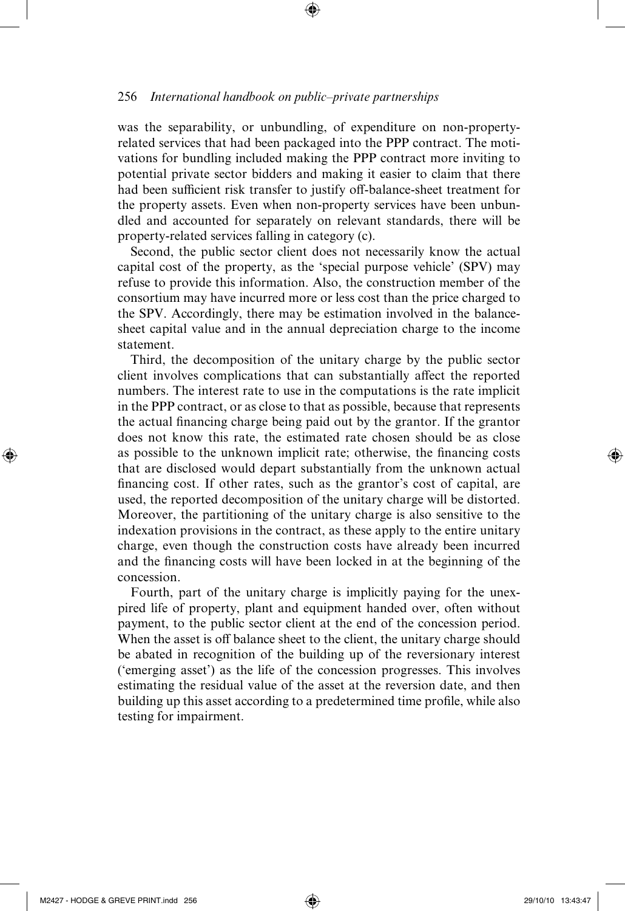was the separability, or unbundling, of expenditure on non-property-related services that had been packaged into the PPP contract. The motivations for bundling included making the PPP contract more inviting to potential private sector bidders and making it easier to claim that there had been sufficient risk transfer to justify off-balance-sheet treatment for the property assets. Even when non-property services have been unbundled and accounted for separately on relevant standards, there will be property-related services falling in category (c).

Second, the public sector client does not necessarily know the actual capital cost of the property, as the 'special purpose vehicle' (SPV) may refuse to provide this information. Also, the construction member of the consortium may have incurred more or less cost than the price charged to the SPV. Accordingly, there may be estimation involved in the balance-sheet capital value and in the annual depreciation charge to the income statement.

Third, the decomposition of the unitary charge by the public sector client involves complications that can substantially affect the reported numbers. The interest rate to use in the computations is the rate implicit in the PPP contract, or as close to that as possible, because that represents the actual financing charge being paid out by the grantor. If the grantor does not know this rate, the estimated rate chosen should be as close as possible to the unknown implicit rate; otherwise, the financing costs that are disclosed would depart substantially from the unknown actual financing cost. If other rates, such as the grantor's cost of capital, are used, the reported decomposition of the unitary charge will be distorted. Moreover, the partitioning of the unitary charge is also sensitive to the indexation provisions in the contract, as these apply to the entire unitary charge, even though the construction costs have already been incurred and the financing costs will have been locked in at the beginning of the concession.

Fourth, part of the unitary charge is implicitly paying for the unexpired life of property, plant and equipment handed over, often without payment, to the public sector client at the end of the concession period. When the asset is off balance sheet to the client, the unitary charge should be abated in recognition of the building up of the reversionary interest ('emerging asset') as the life of the concession progresses. This involves estimating the residual value of the asset at the reversion date, and then building up this asset according to a predetermined time profile, while also testing for impairment.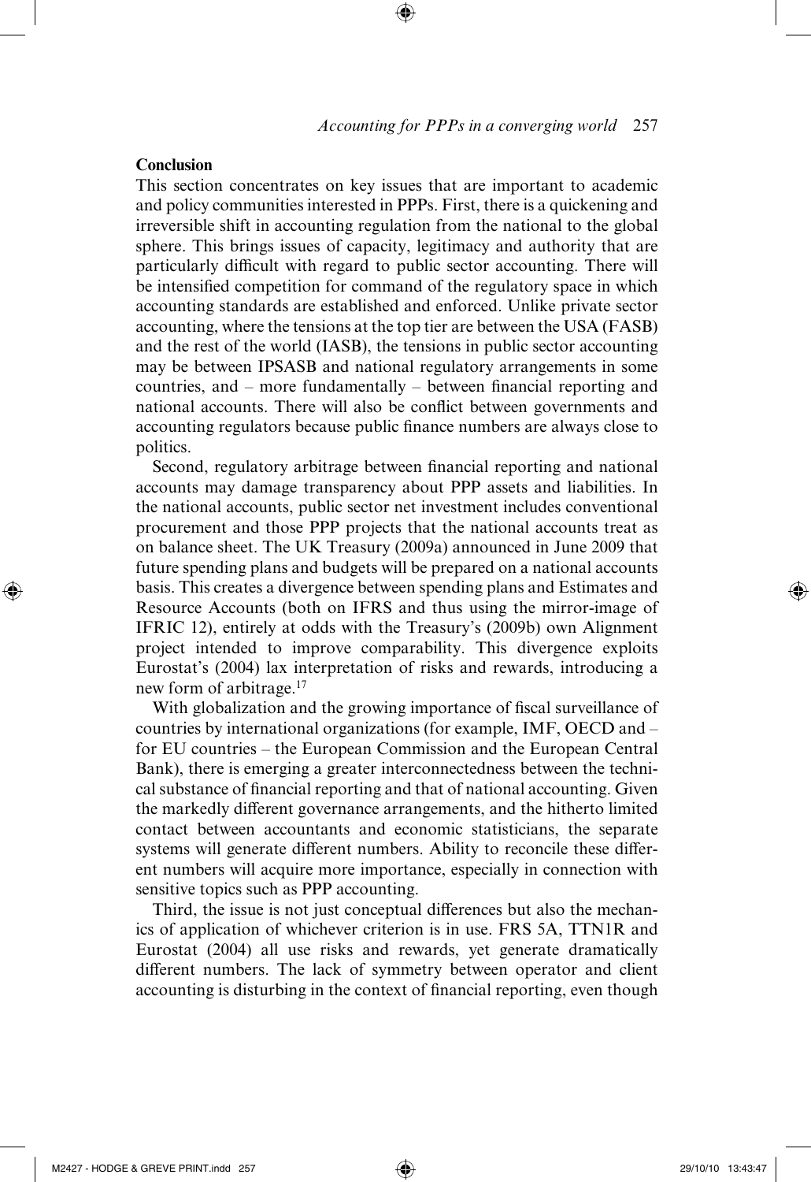## Conclusion

This section concentrates on key issues that are important to academic and policy communities interested in PPPs. First, there is a quickening and irreversible shift in accounting regulation from the national to the global sphere. This brings issues of capacity, legitimacy and authority that are particularly difficult with regard to public sector accounting. There will be intensified competition for command of the regulatory space in which accounting standards are established and enforced. Unlike private sector accounting, where the tensions at the top tier are between the USA (FASB) and the rest of the world (IASB), the tensions in public sector accounting may be between IPSASB and national regulatory arrangements in some countries, and – more fundamentally – between financial reporting and national accounts. There will also be conflict between governments and accounting regulators because public finance numbers are always close to politics.

Second, regulatory arbitrage between financial reporting and national accounts may damage transparency about PPP assets and liabilities. In the national accounts, public sector net investment includes conventional procurement and those PPP projects that the national accounts treat as on balance sheet. The UK Treasury (2009a) announced in June 2009 that future spending plans and budgets will be prepared on a national accounts basis. This creates a divergence between spending plans and Estimates and Resource Accounts (both on IFRS and thus using the mirror-image of IFRIC 12), entirely at odds with the Treasury's (2009b) own Alignment project intended to improve comparability. This divergence exploits Eurostat's (2004) lax interpretation of risks and rewards, introducing a new form of arbitrage.[17]

With globalization and the growing importance of fiscal surveillance of countries by international organizations (for example, IMF, OECD and – for EU countries – the European Commission and the European Central Bank), there is emerging a greater interconnectedness between the technical substance of financial reporting and that of national accounting. Given the markedly different governance arrangements, and the hitherto limited contact between accountants and economic statisticians, the separate systems will generate different numbers. Ability to reconcile these different numbers will acquire more importance, especially in connection with sensitive topics such as PPP accounting.

Third, the issue is not just conceptual differences but also the mechanics of application of whichever criterion is in use. FRS 5A, TTN1R and Eurostat (2004) all use risks and rewards, yet generate dramatically different numbers. The lack of symmetry between operator and client accounting is disturbing in the context of financial reporting, even though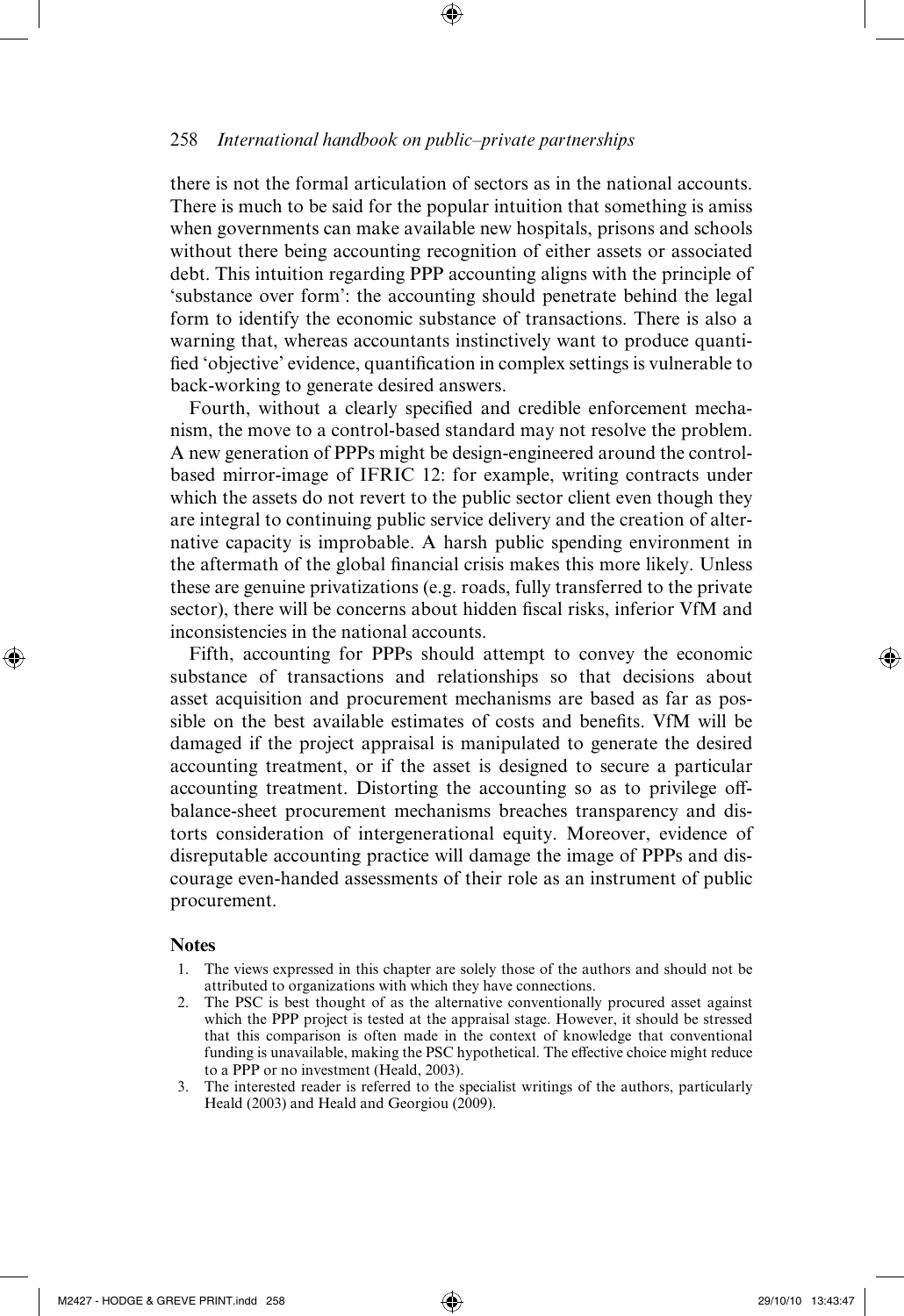there is not the formal articulation of sectors as in the national accounts. There is much to be said for the popular intuition that something is amiss when governments can make available new hospitals, prisons and schools without there being accounting recognition of either assets or associated debt. This intuition regarding PPP accounting aligns with the principle of 'substance over form': the accounting should penetrate behind the legal form to identify the economic substance of transactions. There is also a warning that, whereas accountants instinctively want to produce quantified 'objective' evidence, quantification in complex settings is vulnerable to back-working to generate desired answers.

Fourth, without a clearly specified and credible enforcement mechanism, the move to a control-based standard may not resolve the problem. A new generation of PPPs might be design-engineered around the control-based mirror-image of IFRIC 12: for example, writing contracts under which the assets do not revert to the public sector client even though they are integral to continuing public service delivery and the creation of alternative capacity is improbable. A harsh public spending environment in the aftermath of the global financial crisis makes this more likely. Unless these are genuine privatizations (e.g. roads, fully transferred to the private sector), there will be concerns about hidden fiscal risks, inferior VfM and inconsistencies in the national accounts.

Fifth, accounting for PPPs should attempt to convey the economic substance of transactions and relationships so that decisions about asset acquisition and procurement mechanisms are based as far as possible on the best available estimates of costs and benefits. VfM will be damaged if the project appraisal is manipulated to generate the desired accounting treatment, or if the asset is designed to secure a particular accounting treatment. Distorting the accounting so as to privilege off-balance-sheet procurement mechanisms breaches transparency and distorts consideration of intergenerational equity. Moreover, evidence of disreputable accounting practice will damage the image of PPPs and discourage even-handed assessments of their role as an instrument of public procurement.

## Notes

1. The views expressed in this chapter are solely those of the authors and should not be attributed to organizations with which they have connections.
2. The PSC is best thought of as the alternative conventionally procured asset against which the PPP project is tested at the appraisal stage. However, it should be stressed that this comparison is often made in the context of knowledge that conventional funding is unavailable, making the PSC hypothetical. The effective choice might reduce to a PPP or no investment (Heald, 2003).
3. The interested reader is referred to the specialist writings of the authors, particularly Heald (2003) and Heald and Georgiou (2009).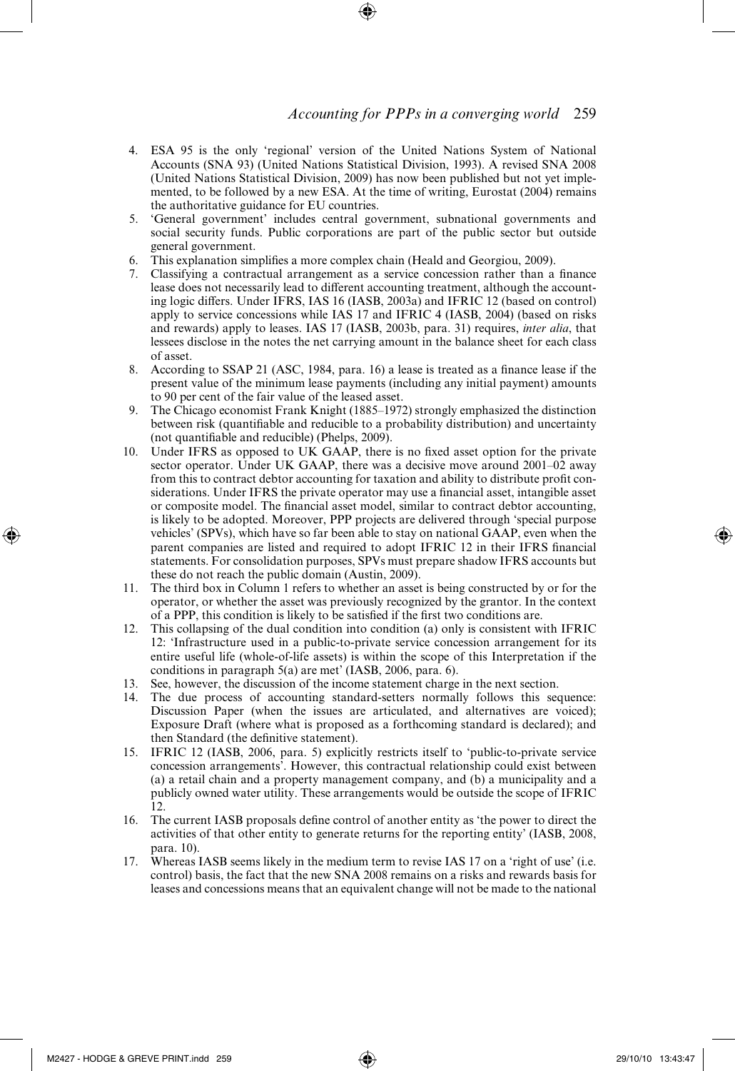4. ESA 95 is the only 'regional' version of the United Nations System of National Accounts (SNA 93) (United Nations Statistical Division, 1993). A revised SNA 2008 (United Nations Statistical Division, 2009) has now been published but not yet implemented, to be followed by a new ESA. At the time of writing, Eurostat (2004) remains the authoritative guidance for EU countries.
5. 'General government' includes central government, subnational governments and social security funds. Public corporations are part of the public sector but outside general government.
6. This explanation simplifies a more complex chain (Heald and Georgiou, 2009).
7. Classifying a contractual arrangement as a service concession rather than a finance lease does not necessarily lead to different accounting treatment, although the accounting logic differs. Under IFRS, IAS 16 (IASB, 2003a) and IFRIC 12 (based on control) apply to service concessions while IAS 17 and IFRIC 4 (IASB, 2004) (based on risks and rewards) apply to leases. IAS 17 (IASB, 2003b, para. 31) requires, *inter alia*, that lessees disclose in the notes the net carrying amount in the balance sheet for each class of asset.
8. According to SSAP 21 (ASC, 1984, para. 16) a lease is treated as a finance lease if the present value of the minimum lease payments (including any initial payment) amounts to 90 per cent of the fair value of the leased asset.
9. The Chicago economist Frank Knight (1885–1972) strongly emphasized the distinction between risk (quantifiable and reducible to a probability distribution) and uncertainty (not quantifiable and reducible) (Phelps, 2009).
10. Under IFRS as opposed to UK GAAP, there is no fixed asset option for the private sector operator. Under UK GAAP, there was a decisive move around 2001–02 away from this to contract debtor accounting for taxation and ability to distribute profit considerations. Under IFRS the private operator may use a financial asset, intangible asset or composite model. The financial asset model, similar to contract debtor accounting, is likely to be adopted. Moreover, PPP projects are delivered through 'special purpose vehicles' (SPVs), which have so far been able to stay on national GAAP, even when the parent companies are listed and required to adopt IFRIC 12 in their IFRS financial statements. For consolidation purposes, SPVs must prepare shadow IFRS accounts but these do not reach the public domain (Austin, 2009).
11. The third box in Column 1 refers to whether an asset is being constructed by or for the operator, or whether the asset was previously recognized by the grantor. In the context of a PPP, this condition is likely to be satisfied if the first two conditions are.
12. This collapsing of the dual condition into condition (a) only is consistent with IFRIC 12: 'Infrastructure used in a public-to-private service concession arrangement for its entire useful life (whole-of-life assets) is within the scope of this Interpretation if the conditions in paragraph 5(a) are met' (IASB, 2006, para. 6).
13. See, however, the discussion of the income statement charge in the next section.
14. The due process of accounting standard-setters normally follows this sequence: Discussion Paper (when the issues are articulated, and alternatives are voiced); Exposure Draft (where what is proposed as a forthcoming standard is declared); and then Standard (the definitive statement).
15. IFRIC 12 (IASB, 2006, para. 5) explicitly restricts itself to 'public-to-private service concession arrangements'. However, this contractual relationship could exist between (a) a retail chain and a property management company, and (b) a municipality and a publicly owned water utility. These arrangements would be outside the scope of IFRIC 12.
16. The current IASB proposals define control of another entity as 'the power to direct the activities of that other entity to generate returns for the reporting entity' (IASB, 2008, para. 10).
17. Whereas IASB seems likely in the medium term to revise IAS 17 on a 'right of use' (i.e. control) basis, the fact that the new SNA 2008 remains on a risks and rewards basis for leases and concessions means that an equivalent change will not be made to the national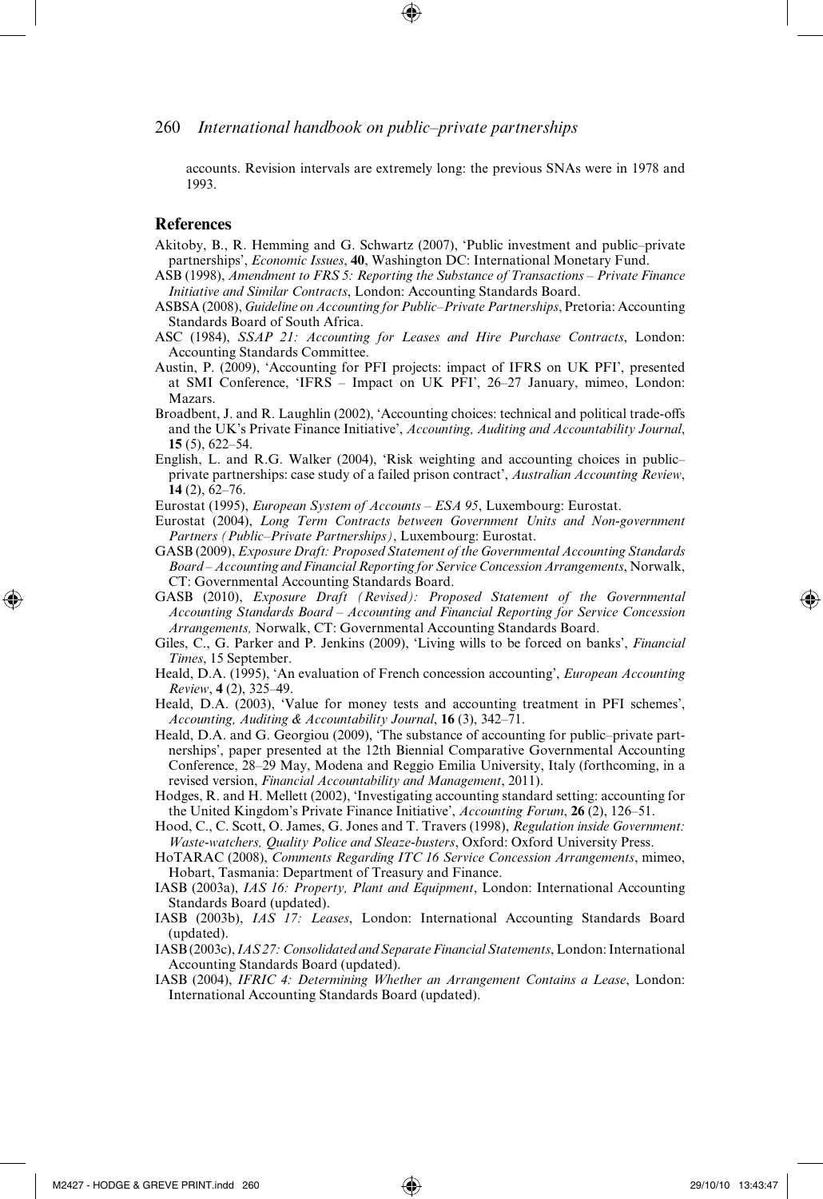accounts. Revision intervals are extremely long: the previous SNAs were in 1978 and 1993.

## References

Akitoby, B., R. Hemming and G. Schwartz (2007), 'Public investment and public–private partnerships', *Economic Issues*, **40**, Washington DC: International Monetary Fund.

ASB (1998), *Amendment to FRS 5: Reporting the Substance of Transactions – Private Finance Initiative and Similar Contracts*, London: Accounting Standards Board.

ASBSA (2008), *Guideline on Accounting for Public–Private Partnerships*, Pretoria: Accounting Standards Board of South Africa.

ASC (1984), *SSAP 21: Accounting for Leases and Hire Purchase Contracts*, London: Accounting Standards Committee.

Austin, P. (2009), 'Accounting for PFI projects: impact of IFRS on UK PFI', presented at SMI Conference, 'IFRS – Impact on UK PFI', 26–27 January, mimeo, London: Mazars.

Broadbent, J. and R. Laughlin (2002), 'Accounting choices: technical and political trade-offs and the UK's Private Finance Initiative', *Accounting, Auditing and Accountability Journal*, **15** (5), 622–54.

English, L. and R.G. Walker (2004), 'Risk weighting and accounting choices in public–private partnerships: case study of a failed prison contract', *Australian Accounting Review*, **14** (2), 62–76.

Eurostat (1995), *European System of Accounts – ESA 95*, Luxembourg: Eurostat.

Eurostat (2004), *Long Term Contracts between Government Units and Non-government Partners (Public–Private Partnerships)*, Luxembourg: Eurostat.

GASB (2009), *Exposure Draft: Proposed Statement of the Governmental Accounting Standards Board – Accounting and Financial Reporting for Service Concession Arrangements*, Norwalk, CT: Governmental Accounting Standards Board.

GASB (2010), *Exposure Draft (Revised): Proposed Statement of the Governmental Accounting Standards Board – Accounting and Financial Reporting for Service Concession Arrangements,* Norwalk, CT: Governmental Accounting Standards Board.

Giles, C., G. Parker and P. Jenkins (2009), 'Living wills to be forced on banks', *Financial Times*, 15 September.

Heald, D.A. (1995), 'An evaluation of French concession accounting', *European Accounting Review*, **4** (2), 325–49.

Heald, D.A. (2003), 'Value for money tests and accounting treatment in PFI schemes', *Accounting, Auditing & Accountability Journal*, **16** (3), 342–71.

Heald, D.A. and G. Georgiou (2009), 'The substance of accounting for public–private partnerships', paper presented at the 12th Biennial Comparative Governmental Accounting Conference, 28–29 May, Modena and Reggio Emilia University, Italy (forthcoming, in a revised version, *Financial Accountability and Management*, 2011).

Hodges, R. and H. Mellett (2002), 'Investigating accounting standard setting: accounting for the United Kingdom's Private Finance Initiative', *Accounting Forum*, **26** (2), 126–51.

Hood, C., C. Scott, O. James, G. Jones and T. Travers (1998), *Regulation inside Government: Waste-watchers, Quality Police and Sleaze-busters*, Oxford: Oxford University Press.

HoTARAC (2008), *Comments Regarding ITC 16 Service Concession Arrangements*, mimeo, Hobart, Tasmania: Department of Treasury and Finance.

IASB (2003a), *IAS 16: Property, Plant and Equipment*, London: International Accounting Standards Board (updated).

IASB (2003b), *IAS 17: Leases*, London: International Accounting Standards Board (updated).

IASB (2003c), *IAS 27: Consolidated and Separate Financial Statements*, London: International Accounting Standards Board (updated).

IASB (2004), *IFRIC 4: Determining Whether an Arrangement Contains a Lease*, London: International Accounting Standards Board (updated).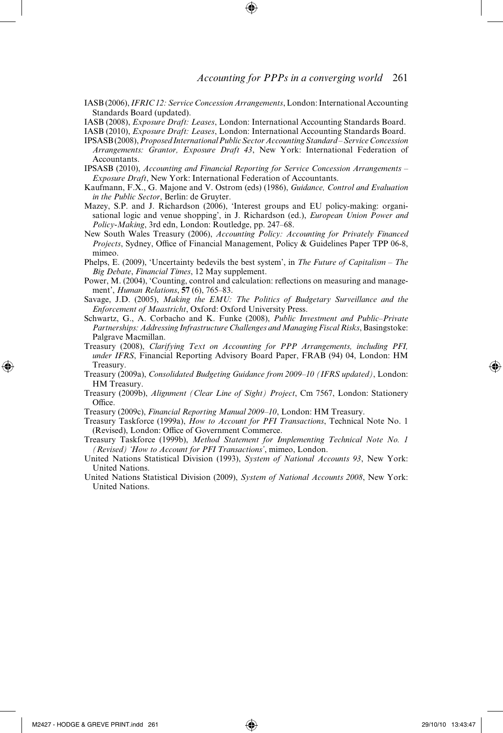IASB (2006), *IFRIC 12: Service Concession Arrangements*, London: International Accounting Standards Board (updated).

IASB (2008), *Exposure Draft: Leases*, London: International Accounting Standards Board.

IASB (2010), *Exposure Draft: Leases*, London: International Accounting Standards Board.

IPSASB (2008), *Proposed International Public Sector Accounting Standard – Service Concession Arrangements: Grantor, Exposure Draft 43*, New York: International Federation of Accountants.

IPSASB (2010), *Accounting and Financial Reporting for Service Concession Arrangements – Exposure Draft*, New York: International Federation of Accountants.

Kaufmann, F.X., G. Majone and V. Ostrom (eds) (1986), *Guidance, Control and Evaluation in the Public Sector*, Berlin: de Gruyter.

Mazey, S.P. and J. Richardson (2006), 'Interest groups and EU policy-making: organisational logic and venue shopping', in J. Richardson (ed.), *European Union Power and Policy-Making*, 3rd edn, London: Routledge, pp. 247–68.

New South Wales Treasury (2006), *Accounting Policy: Accounting for Privately Financed Projects*, Sydney, Office of Financial Management, Policy & Guidelines Paper TPP 06-8, mimeo.

Phelps, E. (2009), 'Uncertainty bedevils the best system', in *The Future of Capitalism – The Big Debate*, *Financial Times*, 12 May supplement.

Power, M. (2004), 'Counting, control and calculation: reflections on measuring and management', *Human Relations*, **57** (6), 765–83.

Savage, J.D. (2005), *Making the EMU: The Politics of Budgetary Surveillance and the Enforcement of Maastricht*, Oxford: Oxford University Press.

Schwartz, G., A. Corbacho and K. Funke (2008), *Public Investment and Public–Private Partnerships: Addressing Infrastructure Challenges and Managing Fiscal Risks*, Basingstoke: Palgrave Macmillan.

Treasury (2008), *Clarifying Text on Accounting for PPP Arrangements, including PFI, under IFRS*, Financial Reporting Advisory Board Paper, FRAB (94) 04, London: HM Treasury.

Treasury (2009a), *Consolidated Budgeting Guidance from 2009–10 (IFRS updated)*, London: HM Treasury.

Treasury (2009b), *Alignment (Clear Line of Sight) Project*, Cm 7567, London: Stationery Office.

Treasury (2009c), *Financial Reporting Manual 2009–10*, London: HM Treasury.

Treasury Taskforce (1999a), *How to Account for PFI Transactions*, Technical Note No. 1 (Revised), London: Office of Government Commerce.

Treasury Taskforce (1999b), *Method Statement for Implementing Technical Note No. 1 (Revised) 'How to Account for PFI Transactions'*, mimeo, London.

United Nations Statistical Division (1993), *System of National Accounts 93*, New York: United Nations.

United Nations Statistical Division (2009), *System of National Accounts 2008*, New York: United Nations.